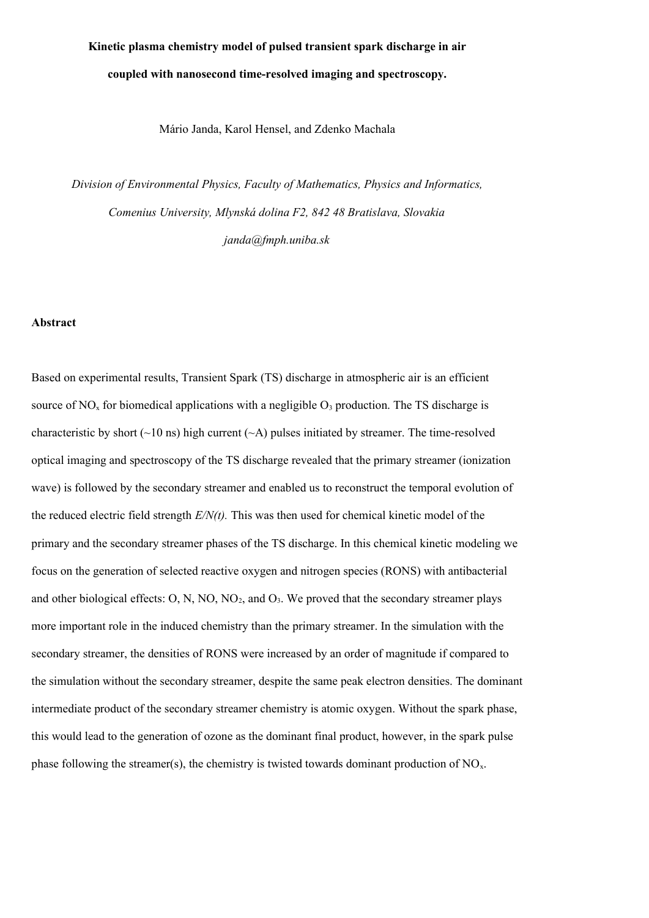# Kinetic plasma chemistry model of pulsed transient spark discharge in air coupled with nanosecond time-resolved imaging and spectroscopy.

Mário Janda, Karol Hensel, and Zdenko Machala

*Division of Environmental Physics, Faculty of Mathematics, Physics and Informatics, Comenius University, Mlynská dolina F2, 842 48 Bratislava, Slovakia*

*janda@fmph.uniba.sk*

## Abstract

Based on experimental results, Transient Spark (TS) discharge in atmospheric air is an efficient source of $NO_x$ for biomedical applications with a negligible $O_3$ production. The TS discharge is characteristic by short (~10 ns) high current (~A) pulses initiated by streamer. The time-resolved optical imaging and spectroscopy of the TS discharge revealed that the primary streamer (ionization wave) is followed by the secondary streamer and enabled us to reconstruct the temporal evolution of the reduced electric field strength *E/N(t).* This was then used for chemical kinetic model of the primary and the secondary streamer phases of the TS discharge. In this chemical kinetic modeling we focus on the generation of selected reactive oxygen and nitrogen species (RONS) with antibacterial and other biological effects: O, N, NO, $NO_2$, and $O_3$. We proved that the secondary streamer plays more important role in the induced chemistry than the primary streamer. In the simulation with the secondary streamer, the densities of RONS were increased by an order of magnitude if compared to the simulation without the secondary streamer, despite the same peak electron densities. The dominant intermediate product of the secondary streamer chemistry is atomic oxygen. Without the spark phase, this would lead to the generation of ozone as the dominant final product, however, in the spark pulse phase following the streamer(s), the chemistry is twisted towards dominant production of $NO_x$.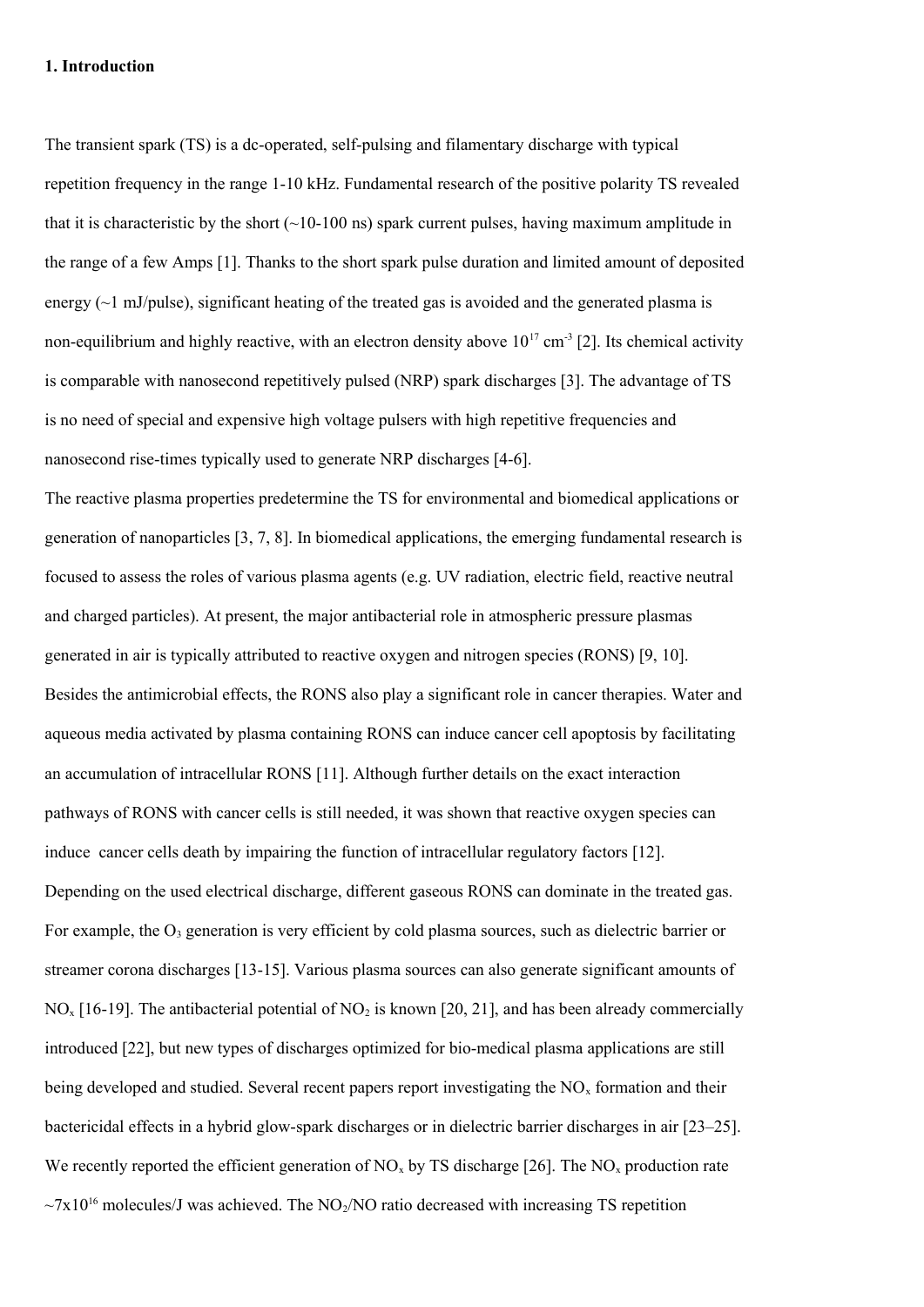**1. Introduction**

The transient spark (TS) is a dc-operated, self-pulsing and filamentary discharge with typical repetition frequency in the range 1-10 kHz. Fundamental research of the positive polarity TS revealed that it is characteristic by the short (~10-100 ns) spark current pulses, having maximum amplitude in the range of a few Amps [1]. Thanks to the short spark pulse duration and limited amount of deposited energy (~1 mJ/pulse), significant heating of the treated gas is avoided and the generated plasma is non-equilibrium and highly reactive, with an electron density above $10^{17}$ cm$^{-3}$ [2]. Its chemical activity is comparable with nanosecond repetitively pulsed (NRP) spark discharges [3]. The advantage of TS is no need of special and expensive high voltage pulsers with high repetitive frequencies and nanosecond rise-times typically used to generate NRP discharges [4-6].

The reactive plasma properties predetermine the TS for environmental and biomedical applications or generation of nanoparticles [3, 7, 8]. In biomedical applications, the emerging fundamental research is focused to assess the roles of various plasma agents (e.g. UV radiation, electric field, reactive neutral and charged particles). At present, the major antibacterial role in atmospheric pressure plasmas generated in air is typically attributed to reactive oxygen and nitrogen species (RONS) [9, 10]. Besides the antimicrobial effects, the RONS also play a significant role in cancer therapies. Water and aqueous media activated by plasma containing RONS can induce cancer cell apoptosis by facilitating an accumulation of intracellular RONS [11]. Although further details on the exact interaction pathways of RONS with cancer cells is still needed, it was shown that reactive oxygen species can induce cancer cells death by impairing the function of intracellular regulatory factors [12].

Depending on the used electrical discharge, different gaseous RONS can dominate in the treated gas. For example, the $O_3$ generation is very efficient by cold plasma sources, such as dielectric barrier or streamer corona discharges [13-15]. Various plasma sources can also generate significant amounts of $NO_x$ [16-19]. The antibacterial potential of $NO_2$ is known [20, 21], and has been already commercially introduced [22], but new types of discharges optimized for bio-medical plasma applications are still being developed and studied. Several recent papers report investigating the $NO_x$ formation and their bactericidal effects in a hybrid glow-spark discharges or in dielectric barrier discharges in air [23–25]. We recently reported the efficient generation of $NO_x$ by TS discharge [26]. The $NO_x$ production rate ~7x$10^{16}$ molecules/J was achieved. The $NO_2$/NO ratio decreased with increasing TS repetition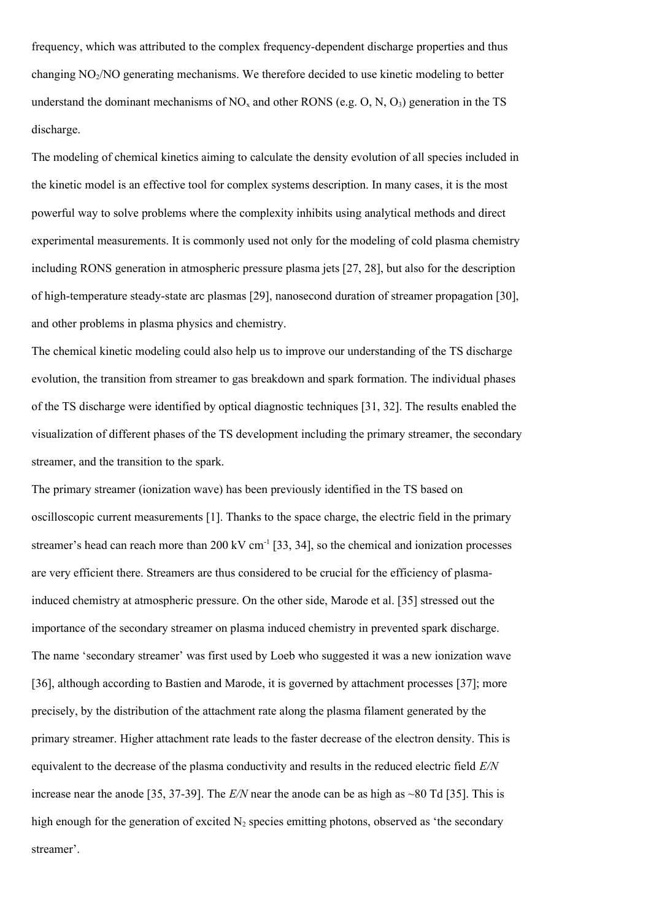frequency, which was attributed to the complex frequency-dependent discharge properties and thus changing $NO_2$/NO generating mechanisms. We therefore decided to use kinetic modeling to better understand the dominant mechanisms of $NO_x$ and other RONS (e.g. O, N, $O_3$) generation in the TS discharge.

The modeling of chemical kinetics aiming to calculate the density evolution of all species included in the kinetic model is an effective tool for complex systems description. In many cases, it is the most powerful way to solve problems where the complexity inhibits using analytical methods and direct experimental measurements. It is commonly used not only for the modeling of cold plasma chemistry including RONS generation in atmospheric pressure plasma jets [27, 28], but also for the description of high-temperature steady-state arc plasmas [29], nanosecond duration of streamer propagation [30], and other problems in plasma physics and chemistry.

The chemical kinetic modeling could also help us to improve our understanding of the TS discharge evolution, the transition from streamer to gas breakdown and spark formation. The individual phases of the TS discharge were identified by optical diagnostic techniques [31, 32]. The results enabled the visualization of different phases of the TS development including the primary streamer, the secondary streamer, and the transition to the spark.

The primary streamer (ionization wave) has been previously identified in the TS based on oscilloscopic current measurements [1]. Thanks to the space charge, the electric field in the primary streamer's head can reach more than 200 kV $cm^{-1}$ [33, 34], so the chemical and ionization processes are very efficient there. Streamers are thus considered to be crucial for the efficiency of plasma-induced chemistry at atmospheric pressure. On the other side, Marode et al. [35] stressed out the importance of the secondary streamer on plasma induced chemistry in prevented spark discharge. The name 'secondary streamer' was first used by Loeb who suggested it was a new ionization wave [36], although according to Bastien and Marode, it is governed by attachment processes [37]; more precisely, by the distribution of the attachment rate along the plasma filament generated by the primary streamer. Higher attachment rate leads to the faster decrease of the electron density. This is equivalent to the decrease of the plasma conductivity and results in the reduced electric field $E/N$ increase near the anode [35, 37-39]. The $E/N$ near the anode can be as high as ~80 Td [35]. This is high enough for the generation of excited $N_2$ species emitting photons, observed as 'the secondary streamer'.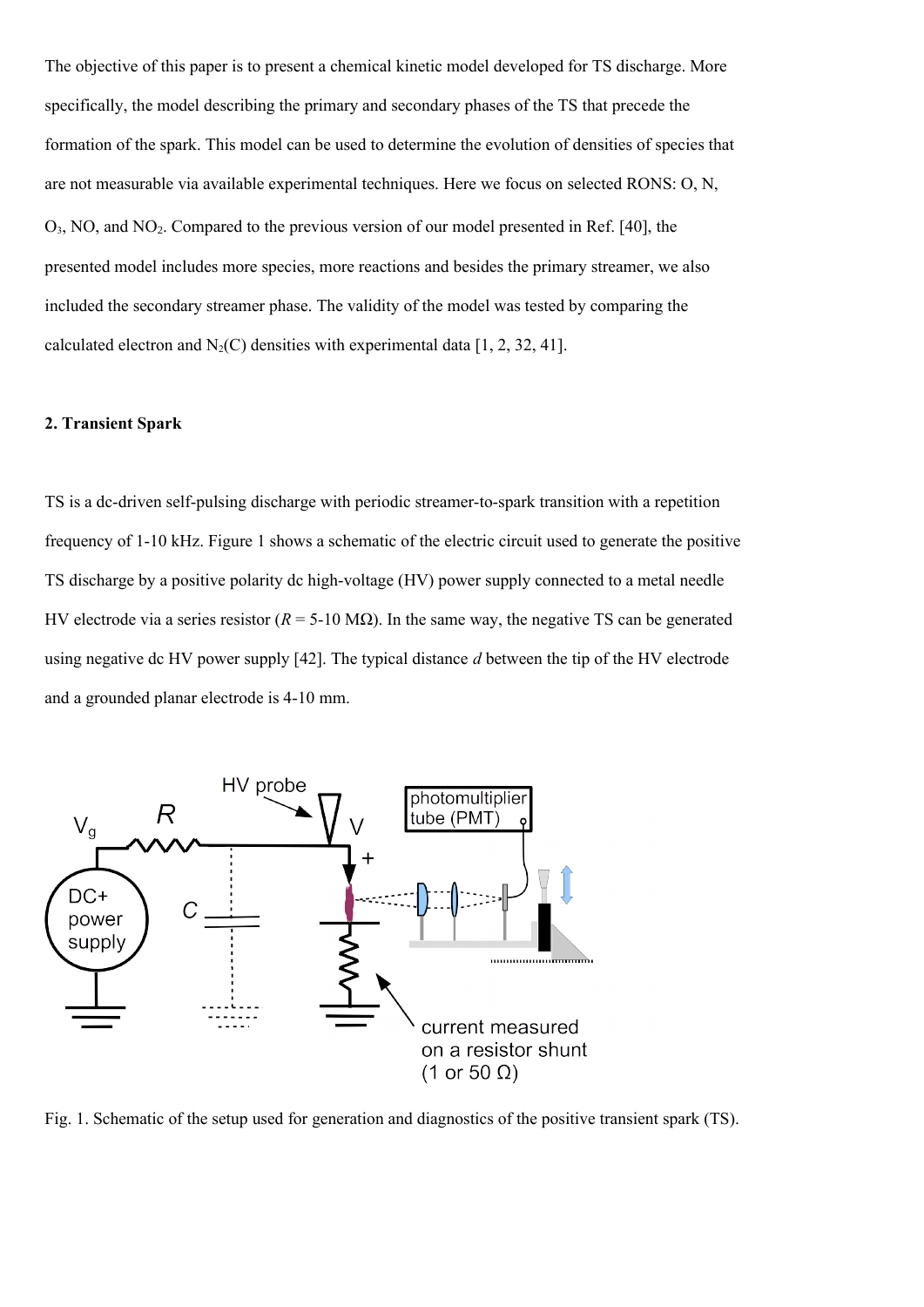The objective of this paper is to present a chemical kinetic model developed for TS discharge. More specifically, the model describing the primary and secondary phases of the TS that precede the formation of the spark. This model can be used to determine the evolution of densities of species that are not measurable via available experimental techniques. Here we focus on selected RONS: O, N, $O_3$, NO, and $NO_2$. Compared to the previous version of our model presented in Ref. [40], the presented model includes more species, more reactions and besides the primary streamer, we also included the secondary streamer phase. The validity of the model was tested by comparing the calculated electron and $N_2(C)$ densities with experimental data [1, 2, 32, 41].

## 2. Transient Spark

TS is a dc-driven self-pulsing discharge with periodic streamer-to-spark transition with a repetition frequency of 1-10 kHz. Figure 1 shows a schematic of the electric circuit used to generate the positive TS discharge by a positive polarity dc high-voltage (HV) power supply connected to a metal needle HV electrode via a series resistor ($R$ = 5-10 MΩ). In the same way, the negative TS can be generated using negative dc HV power supply [42]. The typical distance $d$ between the tip of the HV electrode and a grounded planar electrode is 4-10 mm.

Fig. 1. Schematic of the setup used for generation and diagnostics of the positive transient spark (TS).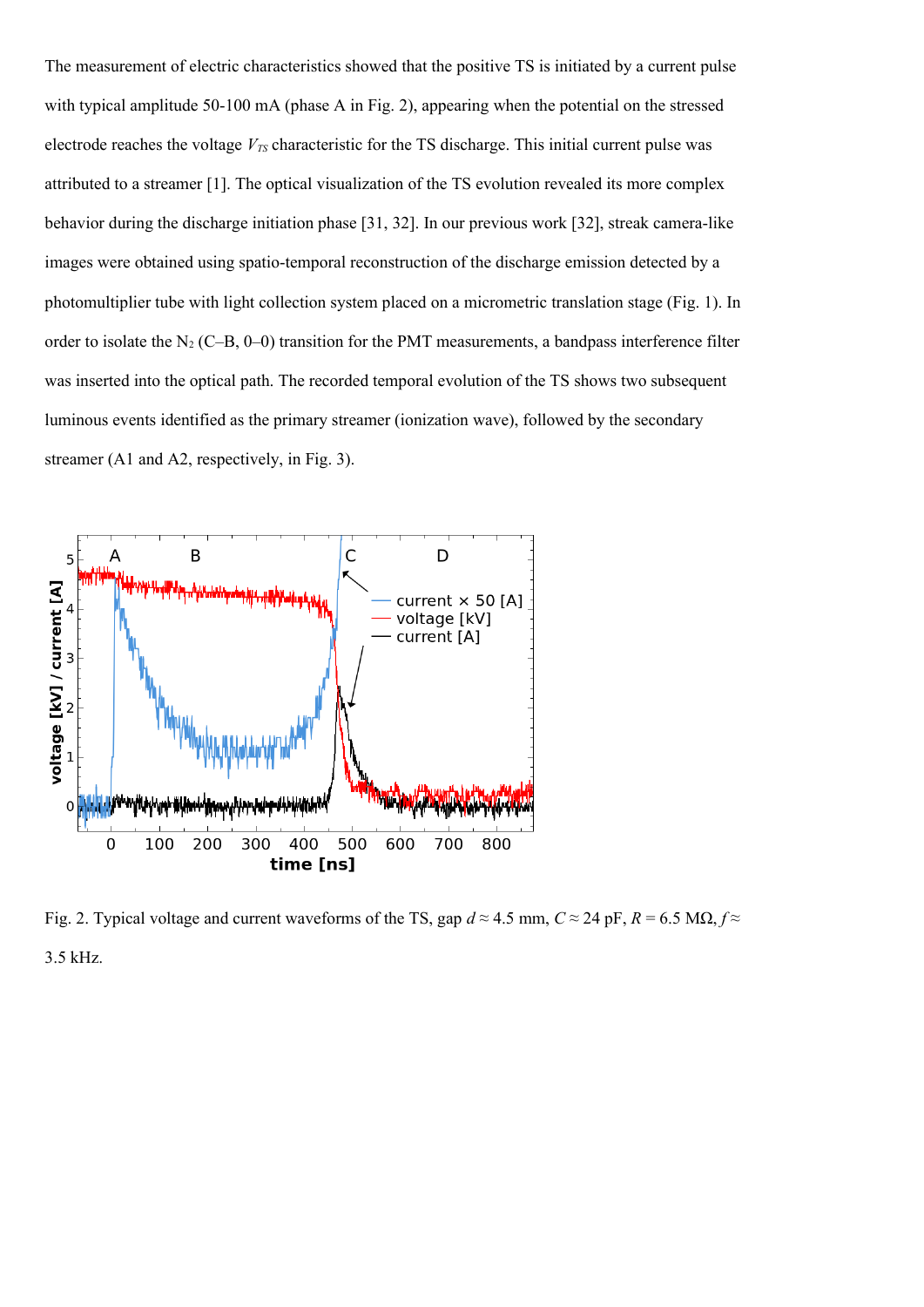The measurement of electric characteristics showed that the positive TS is initiated by a current pulse with typical amplitude 50-100 mA (phase A in Fig. 2), appearing when the potential on the stressed electrode reaches the voltage $V_{TS}$ characteristic for the TS discharge. This initial current pulse was attributed to a streamer [1]. The optical visualization of the TS evolution revealed its more complex behavior during the discharge initiation phase [31, 32]. In our previous work [32], streak camera-like images were obtained using spatio-temporal reconstruction of the discharge emission detected by a photomultiplier tube with light collection system placed on a micrometric translation stage (Fig. 1). In order to isolate the $N_2$ (C–B, 0–0) transition for the PMT measurements, a bandpass interference filter was inserted into the optical path. The recorded temporal evolution of the TS shows two subsequent luminous events identified as the primary streamer (ionization wave), followed by the secondary streamer (A1 and A2, respectively, in Fig. 3).

Fig. 2. Typical voltage and current waveforms of the TS, gap $d \approx 4.5$ mm, $C \approx 24$ pF, $R = 6.5$ MΩ, $f \approx 3.5$ kHz.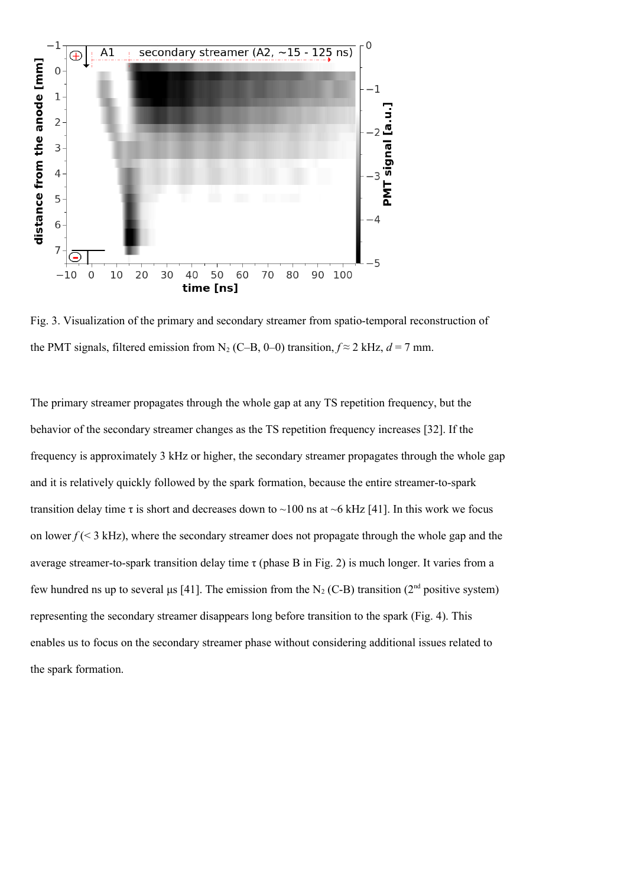Fig. 3. Visualization of the primary and secondary streamer from spatio-temporal reconstruction of the PMT signals, filtered emission from $N_2$ (C–B, 0–0) transition, $f \approx 2$ kHz, $d = 7$ mm.

The primary streamer propagates through the whole gap at any TS repetition frequency, but the behavior of the secondary streamer changes as the TS repetition frequency increases [32]. If the frequency is approximately 3 kHz or higher, the secondary streamer propagates through the whole gap and it is relatively quickly followed by the spark formation, because the entire streamer-to-spark transition delay time $\tau$ is short and decreases down to ~100 ns at ~6 kHz [41]. In this work we focus on lower $f$ (< 3 kHz), where the secondary streamer does not propagate through the whole gap and the average streamer-to-spark transition delay time $\tau$ (phase B in Fig. 2) is much longer. It varies from a few hundred ns up to several μs [41]. The emission from the $N_2$ (C-B) transition (2nd positive system) representing the secondary streamer disappears long before transition to the spark (Fig. 4). This enables us to focus on the secondary streamer phase without considering additional issues related to the spark formation.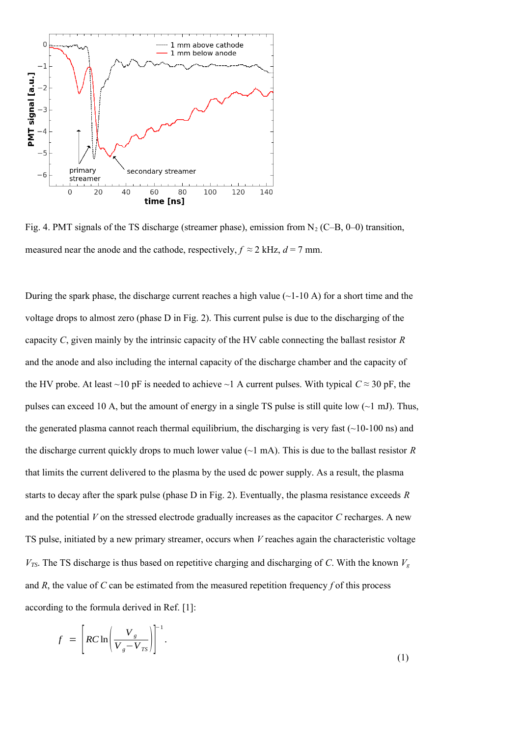Fig. 4. PMT signals of the TS discharge (streamer phase), emission from $N_2$ (C–B, 0–0) transition, measured near the anode and the cathode, respectively, $f \approx 2$ kHz, $d = 7$ mm.

During the spark phase, the discharge current reaches a high value (~1-10 A) for a short time and the voltage drops to almost zero (phase D in Fig. 2). This current pulse is due to the discharging of the capacity $C$, given mainly by the intrinsic capacity of the HV cable connecting the ballast resistor $R$ and the anode and also including the internal capacity of the discharge chamber and the capacity of the HV probe. At least ~10 pF is needed to achieve ~1 A current pulses. With typical $C \approx 30$ pF, the pulses can exceed 10 A, but the amount of energy in a single TS pulse is still quite low (~1 mJ). Thus, the generated plasma cannot reach thermal equilibrium, the discharging is very fast (~10-100 ns) and the discharge current quickly drops to much lower value (~1 mA). This is due to the ballast resistor $R$ that limits the current delivered to the plasma by the used dc power supply. As a result, the plasma starts to decay after the spark pulse (phase D in Fig. 2). Eventually, the plasma resistance exceeds $R$ and the potential $V$ on the stressed electrode gradually increases as the capacitor $C$ recharges. A new TS pulse, initiated by a new primary streamer, occurs when $V$ reaches again the characteristic voltage $V_{TS}$. The TS discharge is thus based on repetitive charging and discharging of $C$. With the known $V_g$ and $R$, the value of $C$ can be estimated from the measured repetition frequency $f$ of this process according to the formula derived in Ref. [1]:

$$f = \left[ RC \ln\left( \frac{V_g}{V_g - V_{TS}} \right) \right]^{-1}. \tag{1}$$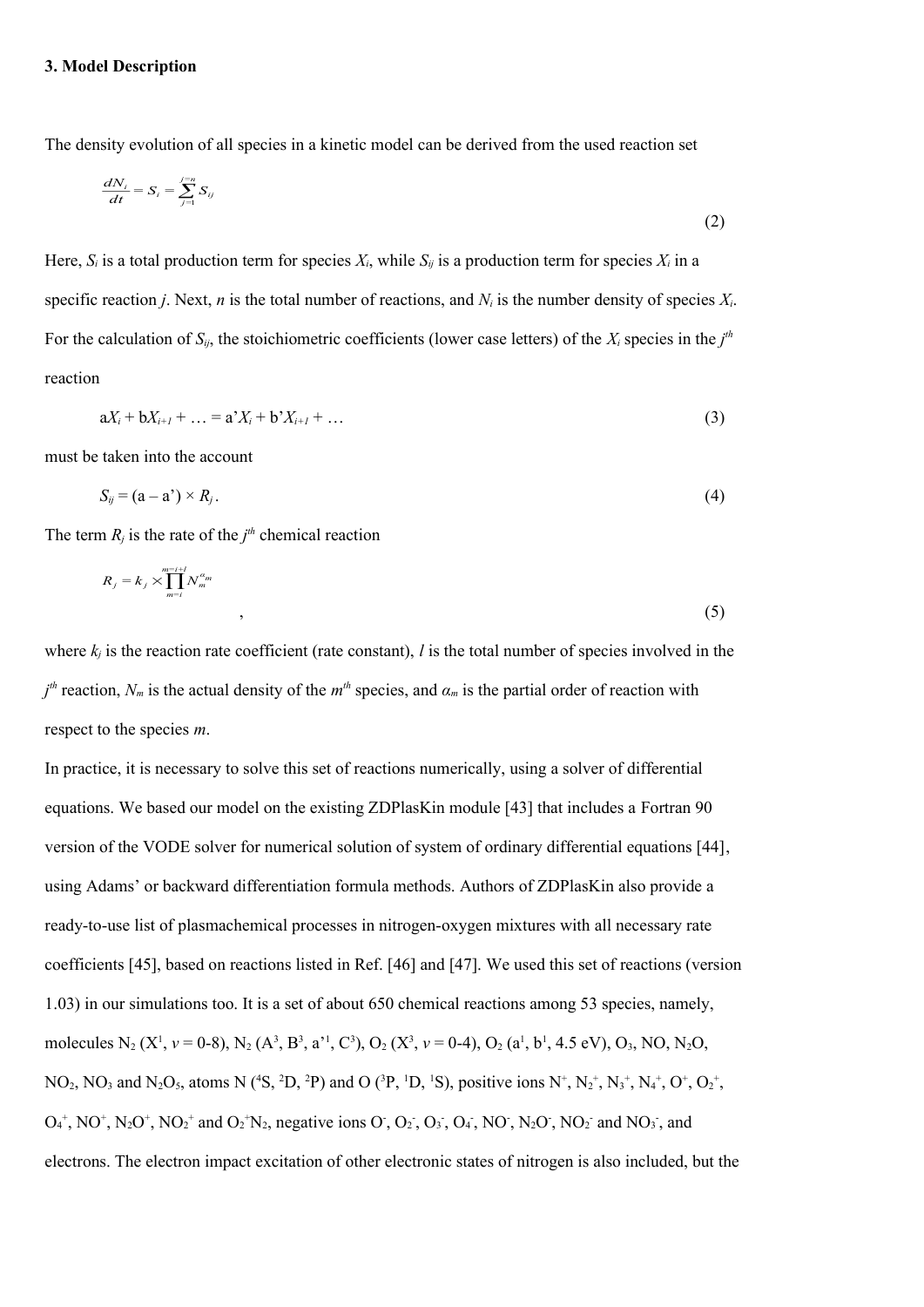### 3. Model Description

The density evolution of all species in a kinetic model can be derived from the used reaction set

$$\frac{dN_i}{dt} = S_i = \sum_{j=1}^{j=n} S_{ij} \tag{2}$$

Here, $S_i$ is a total production term for species $X_i$, while $S_{ij}$ is a production term for species $X_i$ in a specific reaction $j$. Next, $n$ is the total number of reactions, and $N_i$ is the number density of species $X_i$. For the calculation of $S_{ij}$, the stoichiometric coefficients (lower case letters) of the $X_i$ species in the $j^{th}$ reaction

$$\text{a}X_i + \text{b}X_{i+1} + \ldots = \text{a'}X_i + \text{b'}X_{i+1} + \ldots \tag{3}$$

must be taken into the account

$$S_{ij} = (\text{a} - \text{a'}) \times R_j . \tag{4}$$

The term $R_j$ is the rate of the $j^{th}$ chemical reaction

$$R_j = k_j \times \prod_{m=i}^{m=i+l} N_m^{\alpha_m} , \tag{5}$$

where $k_j$ is the reaction rate coefficient (rate constant), $l$ is the total number of species involved in the $j^{th}$ reaction, $N_m$ is the actual density of the $m^{th}$ species, and $\alpha_m$ is the partial order of reaction with respect to the species $m$.

In practice, it is necessary to solve this set of reactions numerically, using a solver of differential equations. We based our model on the existing ZDPlasKin module [43] that includes a Fortran 90 version of the VODE solver for numerical solution of system of ordinary differential equations [44], using Adams' or backward differentiation formula methods. Authors of ZDPlasKin also provide a ready-to-use list of plasmachemical processes in nitrogen-oxygen mixtures with all necessary rate coefficients [45], based on reactions listed in Ref. [46] and [47]. We used this set of reactions (version 1.03) in our simulations too. It is a set of about 650 chemical reactions among 53 species, namely, molecules $N_2$ ($X^1$, $v$ = 0-8), $N_2$ ($A^3$, $B^3$, $a'^1$, $C^3$), $O_2$ ($X^3$, $v$ = 0-4), $O_2$ ($a^1$, $b^1$, 4.5 eV), $O_3$, NO, $N_2O$, $NO_2$, $NO_3$ and $N_2O_5$, atoms N ($^4S$, $^2D$, $^2P$) and O ($^3P$, $^1D$, $^1S$), positive ions $N^+$, $N_2^+$, $N_3^+$, $N_4^+$, $O^+$, $O_2^+$, $O_4^+$, $NO^+$, $N_2O^+$, $NO_2^+$ and $O_2^+N_2$, negative ions $O^-$, $O_2^-$, $O_3^-$, $O_4^-$, $NO^-$, $N_2O^-$, $NO_2^-$ and $NO_3^-$, and electrons. The electron impact excitation of other electronic states of nitrogen is also included, but the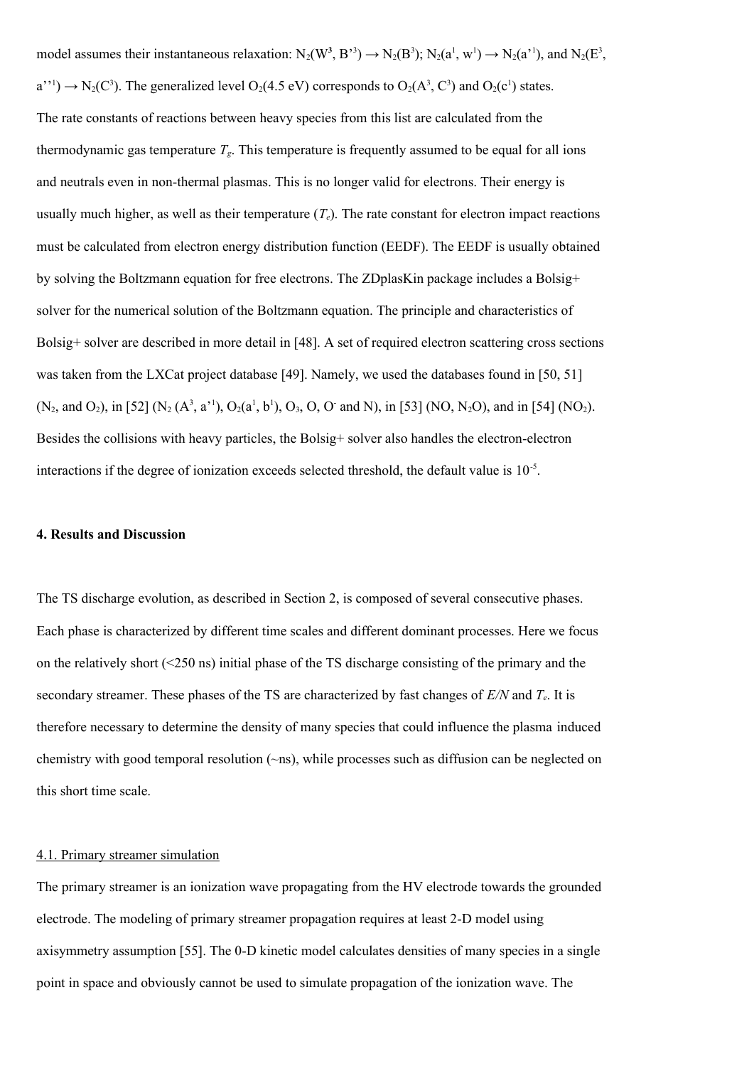model assumes their instantaneous relaxation: $N_2(W^3, B'^3) \rightarrow N_2(B^3)$; $N_2(a^1, w^1) \rightarrow N_2(a'^1)$, and $N_2(E^3, a''^1) \rightarrow N_2(C^3)$. The generalized level $O_2$(4.5 eV) corresponds to $O_2(A^3, C^3)$ and $O_2(c^1)$ states.

The rate constants of reactions between heavy species from this list are calculated from the thermodynamic gas temperature $T_g$. This temperature is frequently assumed to be equal for all ions and neutrals even in non-thermal plasmas. This is no longer valid for electrons. Their energy is usually much higher, as well as their temperature ($T_e$). The rate constant for electron impact reactions must be calculated from electron energy distribution function (EEDF). The EEDF is usually obtained by solving the Boltzmann equation for free electrons. The ZDplasKin package includes a Bolsig+ solver for the numerical solution of the Boltzmann equation. The principle and characteristics of Bolsig+ solver are described in more detail in [48]. A set of required electron scattering cross sections was taken from the LXCat project database [49]. Namely, we used the databases found in [50, 51] ($N_2$, and $O_2$), in [52] ($N_2$ ($A^3$, $a'^1$), $O_2(a^1, b^1)$, $O_3$, O, $O^-$ and N), in [53] (NO, $N_2O$), and in [54] ($NO_2$). Besides the collisions with heavy particles, the Bolsig+ solver also handles the electron-electron interactions if the degree of ionization exceeds selected threshold, the default value is $10^{-5}$.

**4. Results and Discussion**

The TS discharge evolution, as described in Section 2, is composed of several consecutive phases. Each phase is characterized by different time scales and different dominant processes. Here we focus on the relatively short (<250 ns) initial phase of the TS discharge consisting of the primary and the secondary streamer. These phases of the TS are characterized by fast changes of $E/N$ and $T_e$. It is therefore necessary to determine the density of many species that could influence the plasma induced chemistry with good temporal resolution (~ns), while processes such as diffusion can be neglected on this short time scale.

4.1. Primary streamer simulation

The primary streamer is an ionization wave propagating from the HV electrode towards the grounded electrode. The modeling of primary streamer propagation requires at least 2-D model using axisymmetry assumption [55]. The 0-D kinetic model calculates densities of many species in a single point in space and obviously cannot be used to simulate propagation of the ionization wave. The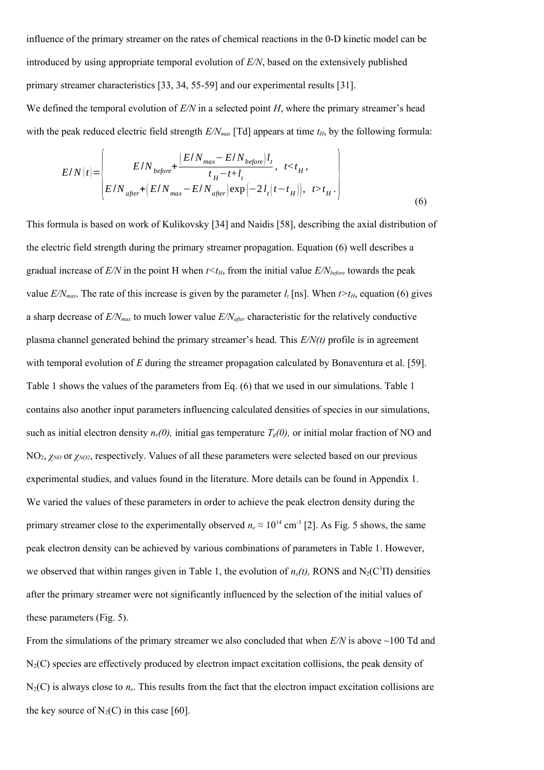influence of the primary streamer on the rates of chemical reactions in the 0-D kinetic model can be introduced by using appropriate temporal evolution of *E/N*, based on the extensively published primary streamer characteristics [33, 34, 55-59] and our experimental results [31].

We defined the temporal evolution of *E/N* in a selected point *H*, where the primary streamer's head with the peak reduced electric field strength $E/N_{max}$ [Td] appears at time $t_H$, by the following formula:

$$E/N(t) = \begin{Bmatrix} E/N_{before} + \dfrac{\left(E/N_{max} - E/N_{before}\right) l_t}{t_H - t + l_t}, & t < t_H, \\ E/N_{after} + \left(E/N_{max} - E/N_{after}\right) \exp\left(-2 l_t \left(t - t_H\right)\right), & t > t_H. \end{Bmatrix} \tag{6}$$

This formula is based on work of Kulikovsky [34] and Naidis [58], describing the axial distribution of the electric field strength during the primary streamer propagation. Equation (6) well describes a gradual increase of *E/N* in the point H when $t<t_H$, from the initial value $E/N_{before}$ towards the peak value $E/N_{max}$. The rate of this increase is given by the parameter $l_t$ [ns]. When $t>t_H$, equation (6) gives a sharp decrease of $E/N_{max}$ to much lower value $E/N_{after}$ characteristic for the relatively conductive plasma channel generated behind the primary streamer's head. This *E/N(t)* profile is in agreement with temporal evolution of *E* during the streamer propagation calculated by Bonaventura et al. [59]. Table 1 shows the values of the parameters from Eq. (6) that we used in our simulations. Table 1 contains also another input parameters influencing calculated densities of species in our simulations, such as initial electron density $n_e(0)$, initial gas temperature $T_g(0)$, or initial molar fraction of NO and $NO_2$, $\chi_{NO}$ or $\chi_{NO2}$, respectively. Values of all these parameters were selected based on our previous experimental studies, and values found in the literature. More details can be found in Appendix 1. We varied the values of these parameters in order to achieve the peak electron density during the primary streamer close to the experimentally observed $n_e \approx 10^{14}$ cm$^{-3}$ [2]. As Fig. 5 shows, the same peak electron density can be achieved by various combinations of parameters in Table 1. However, we observed that within ranges given in Table 1, the evolution of $n_e(t)$, RONS and $N_2(C^3\Pi)$ densities after the primary streamer were not significantly influenced by the selection of the initial values of these parameters (Fig. 5).

From the simulations of the primary streamer we also concluded that when *E/N* is above ~100 Td and $N_2(C)$ species are effectively produced by electron impact excitation collisions, the peak density of $N_2(C)$ is always close to $n_e$. This results from the fact that the electron impact excitation collisions are the key source of $N_2(C)$ in this case [60].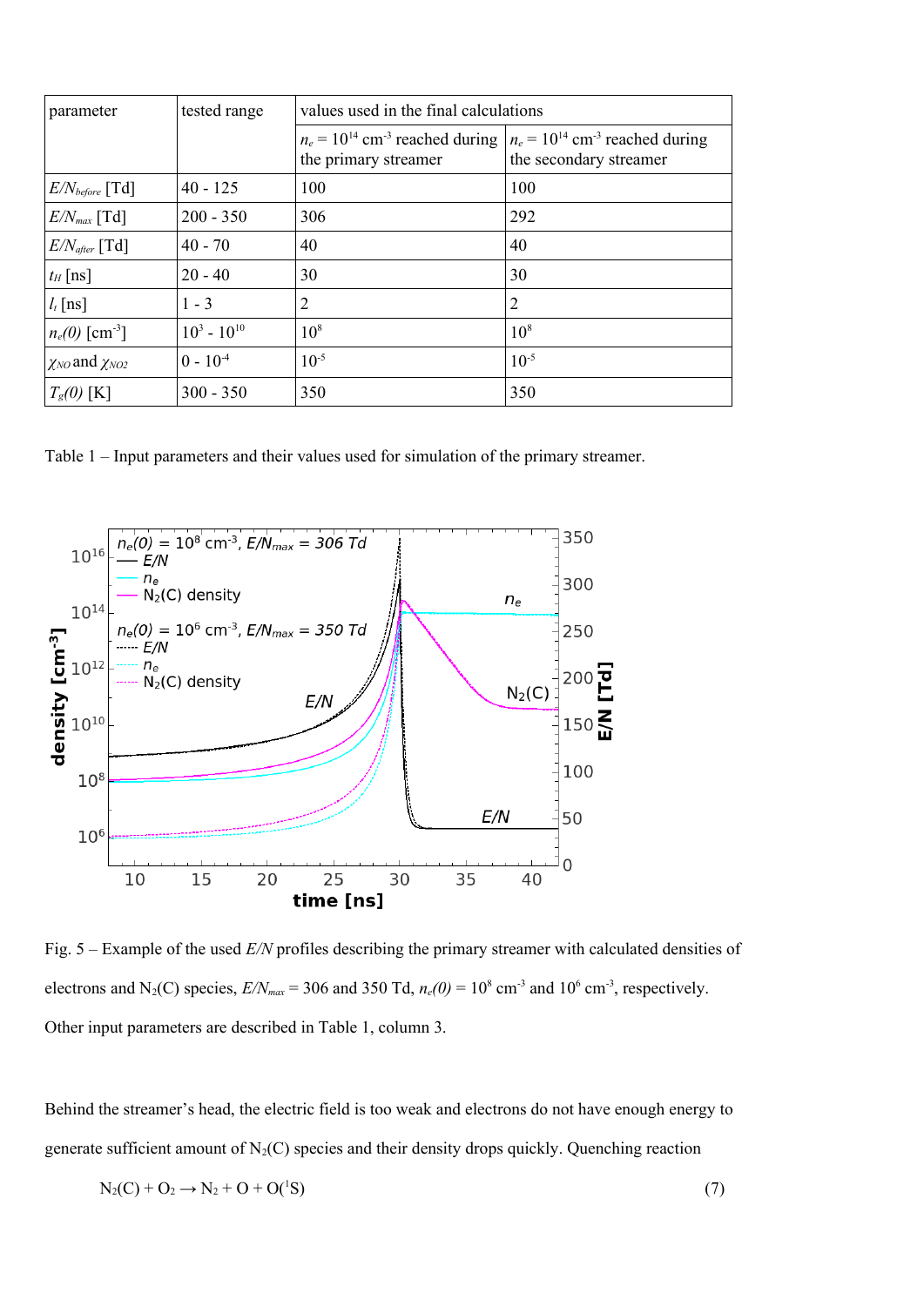| parameter | tested range | values used in the final calculations | |
|---|---|---|---|
| | | $n_e = 10^{14}$ cm$^{-3}$ reached during the primary streamer | $n_e = 10^{14}$ cm$^{-3}$ reached during the secondary streamer |
| $E/N_{before}$ [Td] | 40 - 125 | 100 | 100 |
| $E/N_{max}$ [Td] | 200 - 350 | 306 | 292 |
| $E/N_{after}$ [Td] | 40 - 70 | 40 | 40 |
| $t_H$ [ns] | 20 - 40 | 30 | 30 |
| $l_t$ [ns] | 1 - 3 | 2 | 2 |
| $n_e(0)$ [cm$^{-3}$] | $10^3$ - $10^{10}$ | $10^8$ | $10^8$ |
| $\chi_{NO}$ and $\chi_{NO2}$ | 0 - $10^{-4}$ | $10^{-5}$ | $10^{-5}$ |
| $T_g(0)$ [K] | 300 - 350 | 350 | 350 |

Table 1 – Input parameters and their values used for simulation of the primary streamer.

Fig. 5 – Example of the used $E/N$ profiles describing the primary streamer with calculated densities of electrons and $N_2(C)$ species, $E/N_{max}$ = 306 and 350 Td, $n_e(0) = 10^8$ cm$^{-3}$ and $10^6$ cm$^{-3}$, respectively. Other input parameters are described in Table 1, column 3.

Behind the streamer's head, the electric field is too weak and electrons do not have enough energy to generate sufficient amount of $N_2(C)$ species and their density drops quickly. Quenching reaction

$$N_2(C) + O_2 \rightarrow N_2 + O + O(^1S) \qquad (7)$$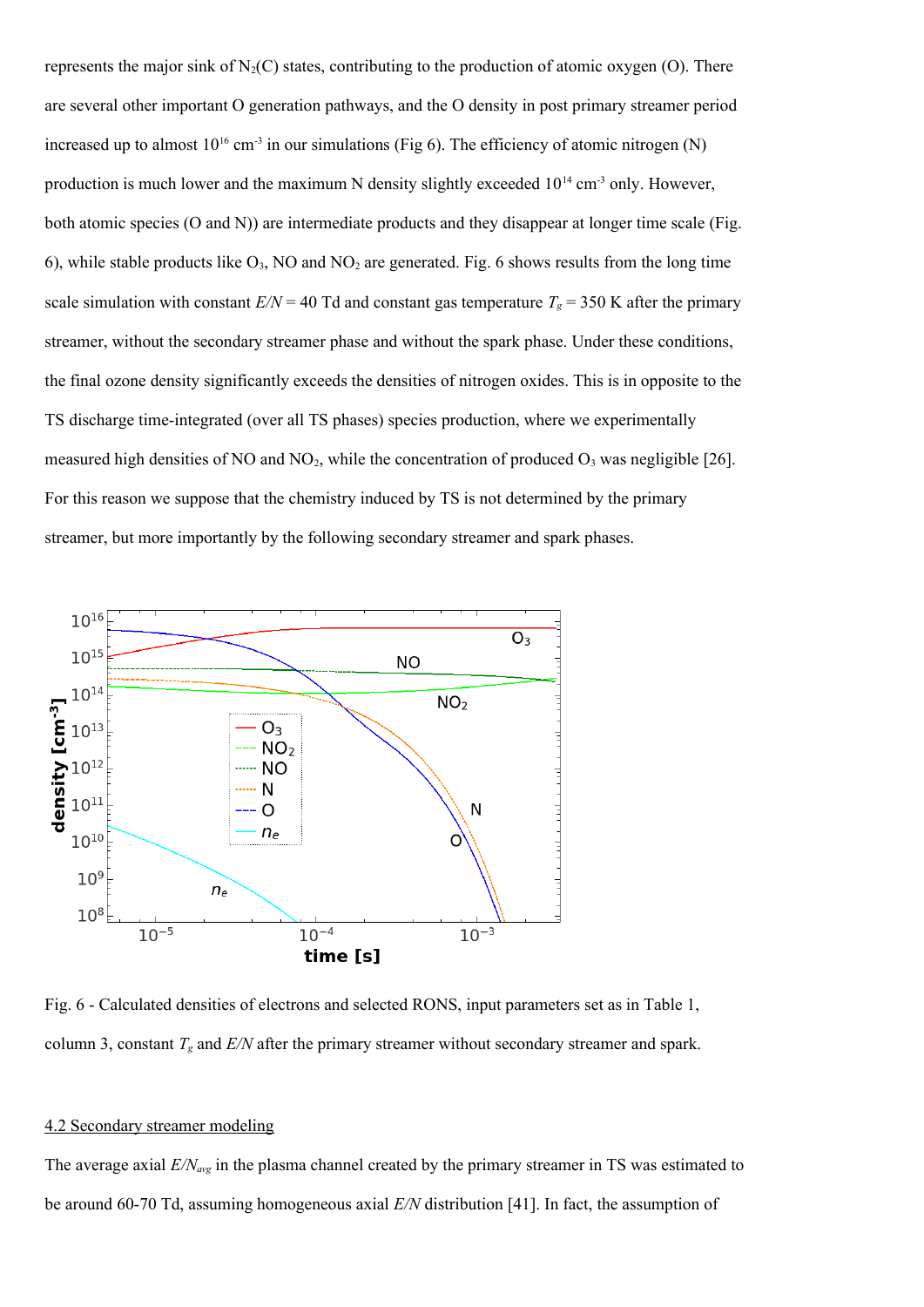represents the major sink of $N_2(C)$ states, contributing to the production of atomic oxygen (O). There are several other important O generation pathways, and the O density in post primary streamer period increased up to almost $10^{16}$ cm$^{-3}$ in our simulations (Fig 6). The efficiency of atomic nitrogen (N) production is much lower and the maximum N density slightly exceeded $10^{14}$ cm$^{-3}$ only. However, both atomic species (O and N)) are intermediate products and they disappear at longer time scale (Fig. 6), while stable products like $O_3$, NO and $NO_2$ are generated. Fig. 6 shows results from the long time scale simulation with constant $E/N$ = 40 Td and constant gas temperature $T_g$ = 350 K after the primary streamer, without the secondary streamer phase and without the spark phase. Under these conditions, the final ozone density significantly exceeds the densities of nitrogen oxides. This is in opposite to the TS discharge time-integrated (over all TS phases) species production, where we experimentally measured high densities of NO and $NO_2$, while the concentration of produced $O_3$ was negligible [26]. For this reason we suppose that the chemistry induced by TS is not determined by the primary streamer, but more importantly by the following secondary streamer and spark phases.

Fig. 6 - Calculated densities of electrons and selected RONS, input parameters set as in Table 1, column 3, constant $T_g$ and $E/N$ after the primary streamer without secondary streamer and spark.

## 4.2 Secondary streamer modeling

The average axial $E/N_{avg}$ in the plasma channel created by the primary streamer in TS was estimated to be around 60-70 Td, assuming homogeneous axial $E/N$ distribution [41]. In fact, the assumption of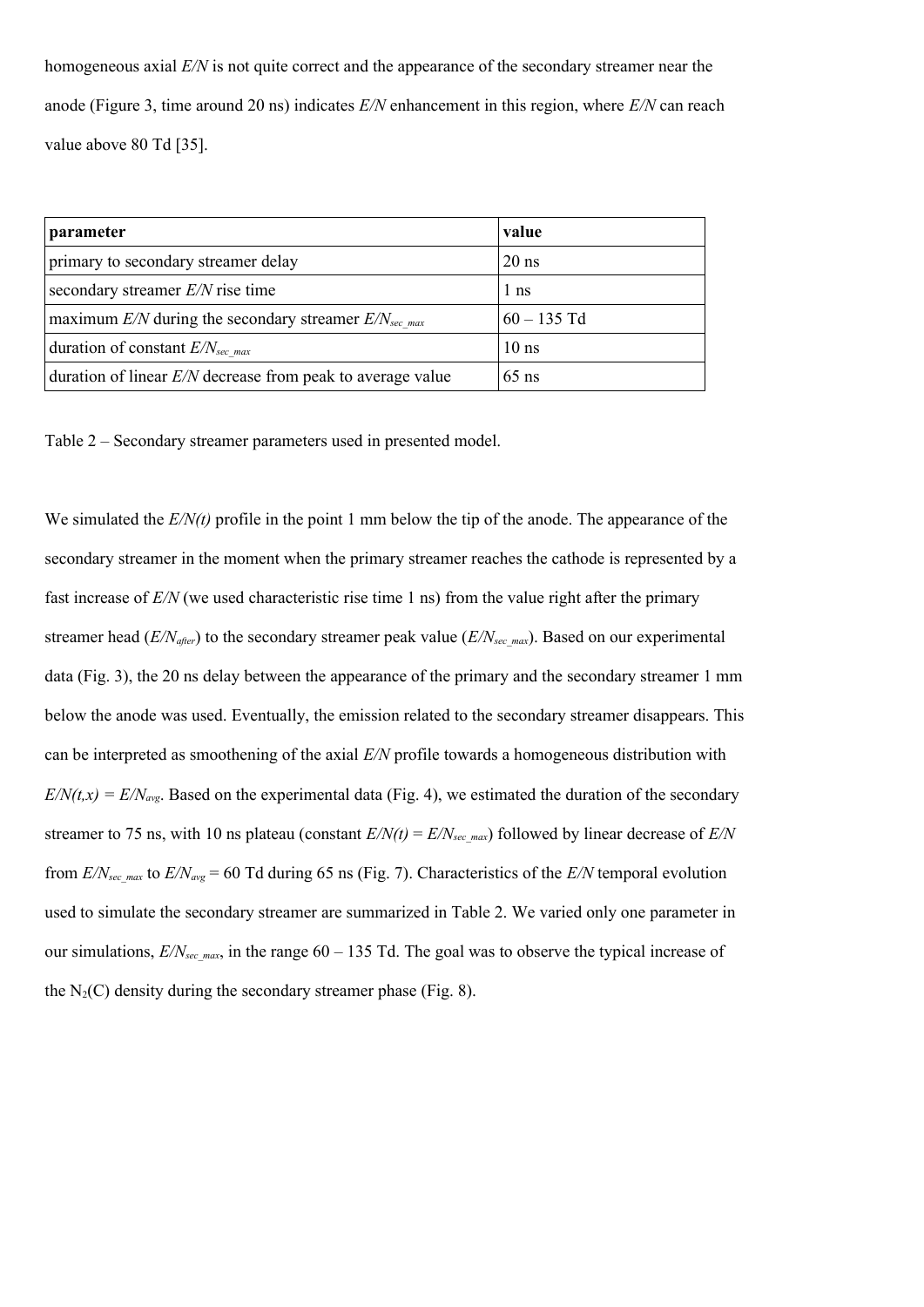homogeneous axial *E/N* is not quite correct and the appearance of the secondary streamer near the anode (Figure 3, time around 20 ns) indicates *E/N* enhancement in this region, where *E/N* can reach value above 80 Td [35].

| parameter | value |
| --- | --- |
| primary to secondary streamer delay | 20 ns |
| secondary streamer *E/N* rise time | 1 ns |
| maximum *E/N* during the secondary streamer $E/N_{sec\_max}$ | 60 – 135 Td |
| duration of constant $E/N_{sec\_max}$ | 10 ns |
| duration of linear *E/N* decrease from peak to average value | 65 ns |

Table 2 – Secondary streamer parameters used in presented model.

We simulated the *E/N(t)* profile in the point 1 mm below the tip of the anode. The appearance of the secondary streamer in the moment when the primary streamer reaches the cathode is represented by a fast increase of *E/N* (we used characteristic rise time 1 ns) from the value right after the primary streamer head ($E/N_{after}$) to the secondary streamer peak value ($E/N_{sec\_max}$). Based on our experimental data (Fig. 3), the 20 ns delay between the appearance of the primary and the secondary streamer 1 mm below the anode was used. Eventually, the emission related to the secondary streamer disappears. This can be interpreted as smoothening of the axial *E/N* profile towards a homogeneous distribution with $E/N(t,x) = E/N_{avg}$. Based on the experimental data (Fig. 4), we estimated the duration of the secondary streamer to 75 ns, with 10 ns plateau (constant $E/N(t) = E/N_{sec\_max}$) followed by linear decrease of *E/N* from $E/N_{sec\_max}$ to $E/N_{avg}$ = 60 Td during 65 ns (Fig. 7). Characteristics of the *E/N* temporal evolution used to simulate the secondary streamer are summarized in Table 2. We varied only one parameter in our simulations, $E/N_{sec\_max}$, in the range 60 – 135 Td. The goal was to observe the typical increase of the $N_2$(C) density during the secondary streamer phase (Fig. 8).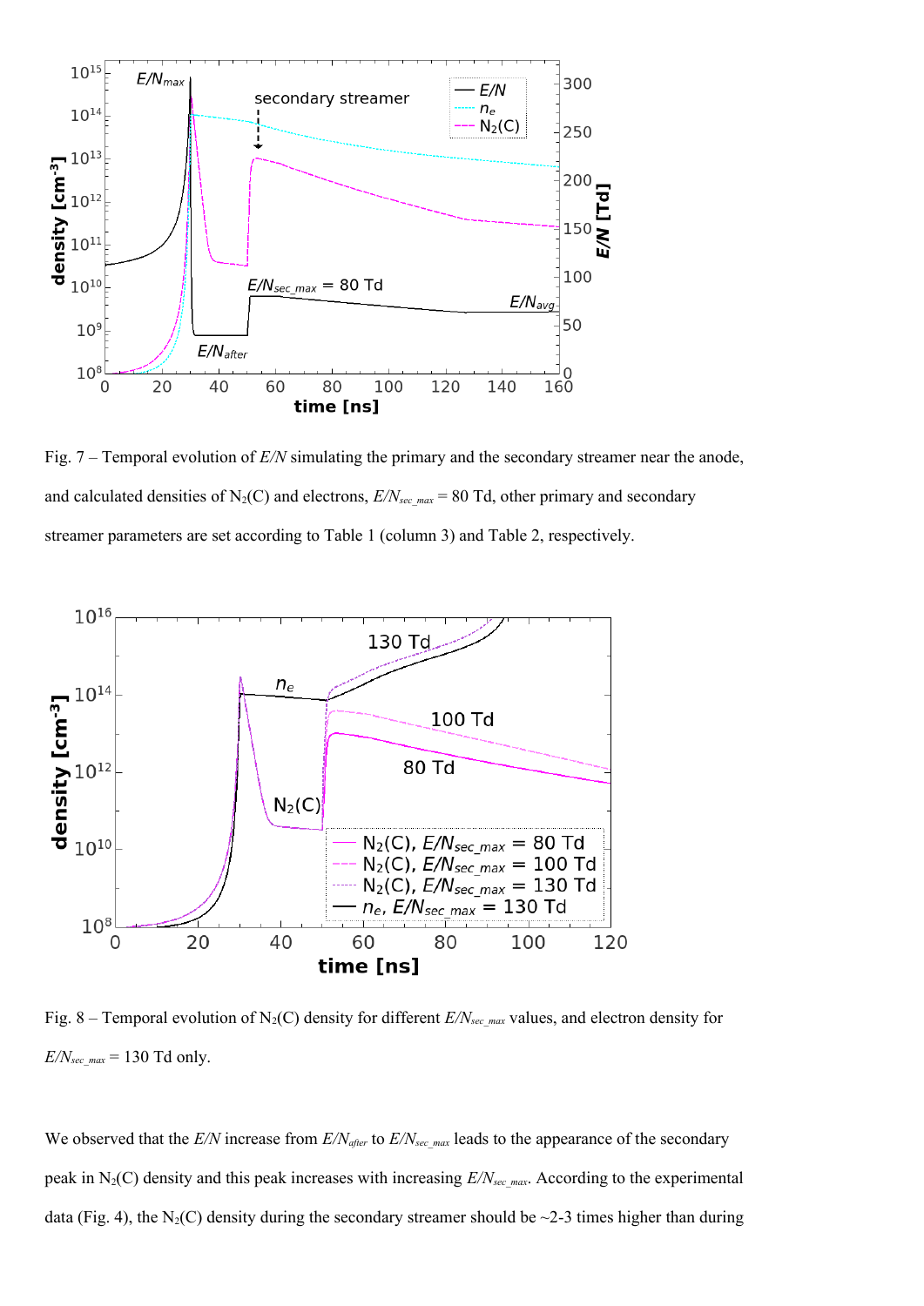Fig. 7 – Temporal evolution of $E/N$ simulating the primary and the secondary streamer near the anode, and calculated densities of $N_2(C)$ and electrons, $E/N_{sec\_max}$ = 80 Td, other primary and secondary streamer parameters are set according to Table 1 (column 3) and Table 2, respectively.

Fig. 8 – Temporal evolution of $N_2(C)$ density for different $E/N_{sec\_max}$ values, and electron density for $E/N_{sec\_max}$ = 130 Td only.

We observed that the $E/N$ increase from $E/N_{after}$ to $E/N_{sec\_max}$ leads to the appearance of the secondary peak in $N_2(C)$ density and this peak increases with increasing $E/N_{sec\_max}$. According to the experimental data (Fig. 4), the $N_2(C)$ density during the secondary streamer should be ~2-3 times higher than during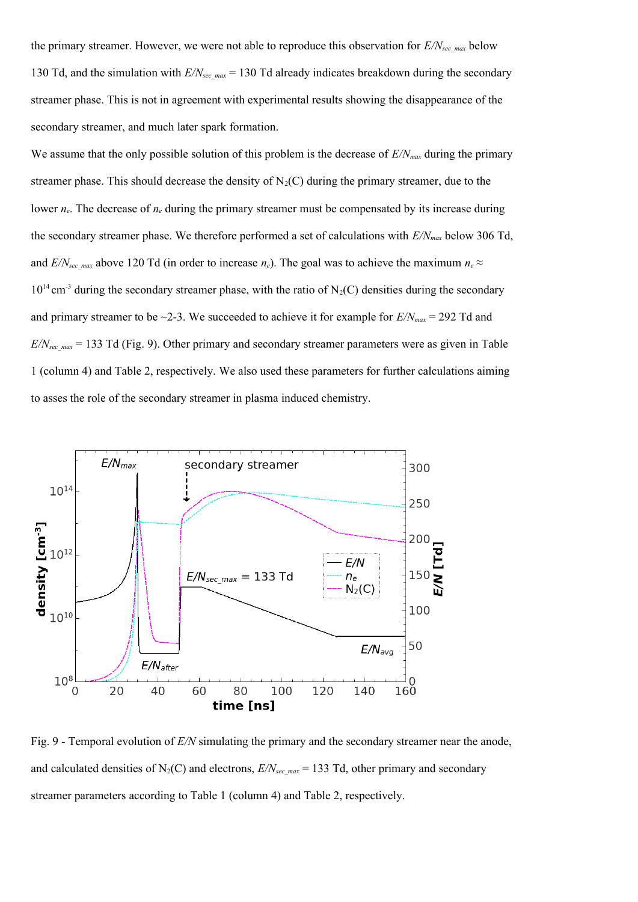the primary streamer. However, we were not able to reproduce this observation for $E/N_{sec\_max}$ below 130 Td, and the simulation with $E/N_{sec\_max}$ = 130 Td already indicates breakdown during the secondary streamer phase. This is not in agreement with experimental results showing the disappearance of the secondary streamer, and much later spark formation.

We assume that the only possible solution of this problem is the decrease of $E/N_{max}$ during the primary streamer phase. This should decrease the density of $N_2(C)$ during the primary streamer, due to the lower $n_e$. The decrease of $n_e$ during the primary streamer must be compensated by its increase during the secondary streamer phase. We therefore performed a set of calculations with $E/N_{max}$ below 306 Td, and $E/N_{sec\_max}$ above 120 Td (in order to increase $n_e$). The goal was to achieve the maximum $n_e \approx 10^{14}$ cm$^{-3}$ during the secondary streamer phase, with the ratio of $N_2(C)$ densities during the secondary and primary streamer to be ~2-3. We succeeded to achieve it for example for $E/N_{max}$ = 292 Td and $E/N_{sec\_max}$ = 133 Td (Fig. 9). Other primary and secondary streamer parameters were as given in Table 1 (column 4) and Table 2, respectively. We also used these parameters for further calculations aiming to asses the role of the secondary streamer in plasma induced chemistry.

Fig. 9 - Temporal evolution of $E/N$ simulating the primary and the secondary streamer near the anode, and calculated densities of $N_2(C)$ and electrons, $E/N_{sec\_max}$ = 133 Td, other primary and secondary streamer parameters according to Table 1 (column 4) and Table 2, respectively.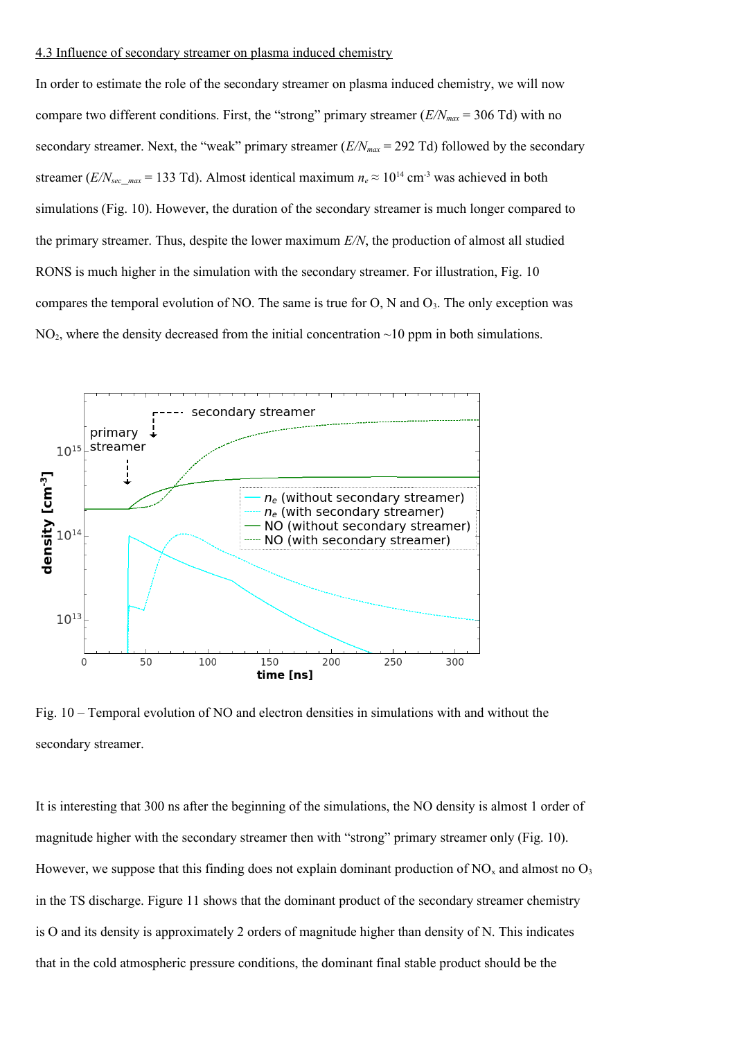4.3 Influence of secondary streamer on plasma induced chemistry

In order to estimate the role of the secondary streamer on plasma induced chemistry, we will now compare two different conditions. First, the "strong" primary streamer ($E/N_{max}$ = 306 Td) with no secondary streamer. Next, the "weak" primary streamer ($E/N_{max}$ = 292 Td) followed by the secondary streamer ($E/N_{sec\_max}$ = 133 Td). Almost identical maximum $n_e \approx 10^{14}$ cm$^{-3}$ was achieved in both simulations (Fig. 10). However, the duration of the secondary streamer is much longer compared to the primary streamer. Thus, despite the lower maximum $E/N$, the production of almost all studied RONS is much higher in the simulation with the secondary streamer. For illustration, Fig. 10 compares the temporal evolution of NO. The same is true for O, N and $O_3$. The only exception was $NO_2$, where the density decreased from the initial concentration ~10 ppm in both simulations.

Fig. 10 – Temporal evolution of NO and electron densities in simulations with and without the secondary streamer.

It is interesting that 300 ns after the beginning of the simulations, the NO density is almost 1 order of magnitude higher with the secondary streamer then with "strong" primary streamer only (Fig. 10). However, we suppose that this finding does not explain dominant production of $NO_x$ and almost no $O_3$ in the TS discharge. Figure 11 shows that the dominant product of the secondary streamer chemistry is O and its density is approximately 2 orders of magnitude higher than density of N. This indicates that in the cold atmospheric pressure conditions, the dominant final stable product should be the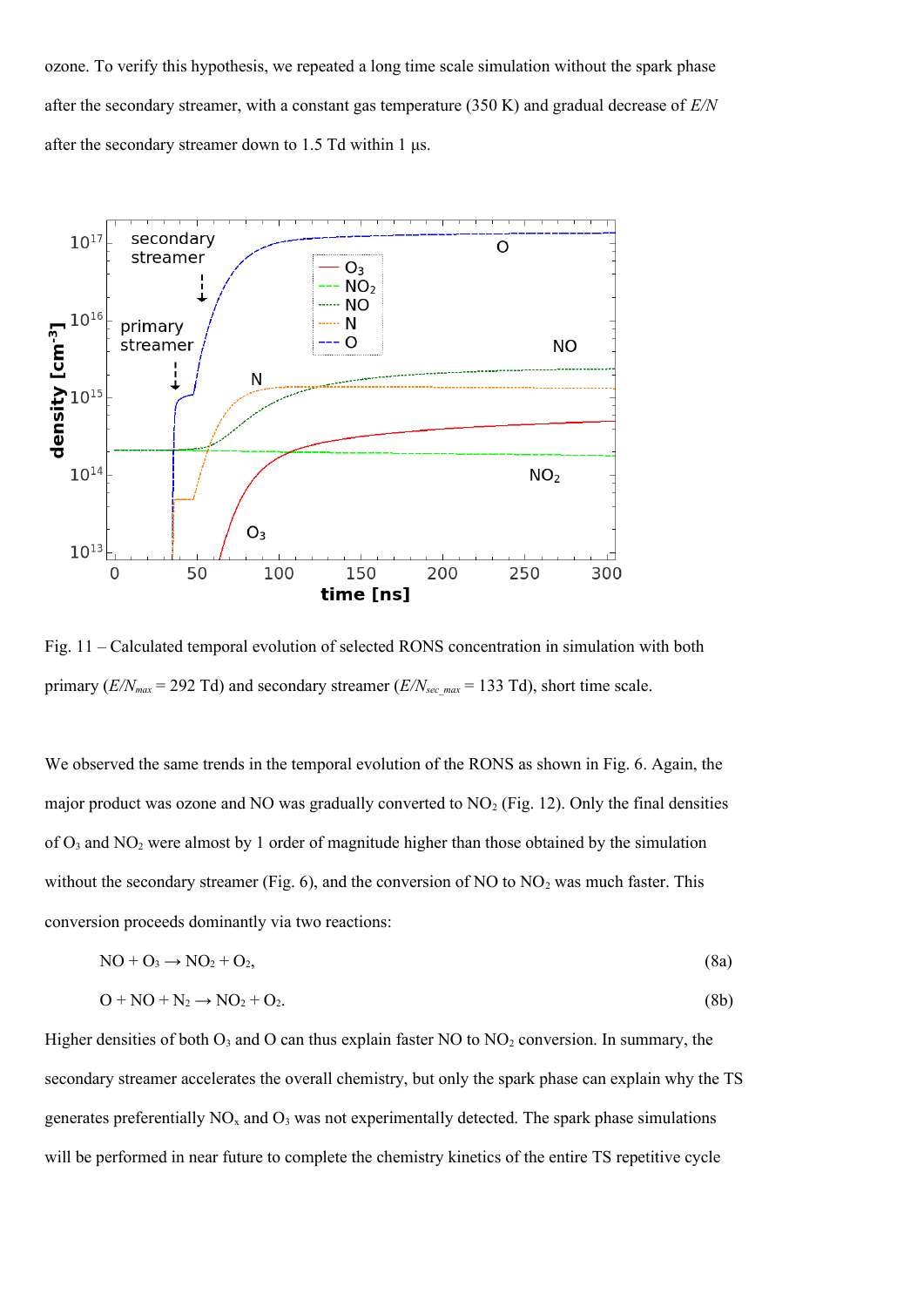ozone. To verify this hypothesis, we repeated a long time scale simulation without the spark phase after the secondary streamer, with a constant gas temperature (350 K) and gradual decrease of $E/N$ after the secondary streamer down to 1.5 Td within 1 μs.

Fig. 11 – Calculated temporal evolution of selected RONS concentration in simulation with both primary ($E/N_{max}$ = 292 Td) and secondary streamer ($E/N_{sec\_max}$ = 133 Td), short time scale.

We observed the same trends in the temporal evolution of the RONS as shown in Fig. 6. Again, the major product was ozone and NO was gradually converted to $NO_2$ (Fig. 12). Only the final densities of $O_3$ and $NO_2$ were almost by 1 order of magnitude higher than those obtained by the simulation without the secondary streamer (Fig. 6), and the conversion of NO to $NO_2$ was much faster. This conversion proceeds dominantly via two reactions:

$$NO + O_3 \rightarrow NO_2 + O_2, \tag{8a}$$

$$O + NO + N_2 \rightarrow NO_2 + O_2. \tag{8b}$$

Higher densities of both $O_3$ and O can thus explain faster NO to $NO_2$ conversion. In summary, the secondary streamer accelerates the overall chemistry, but only the spark phase can explain why the TS generates preferentially $NO_x$ and $O_3$ was not experimentally detected. The spark phase simulations will be performed in near future to complete the chemistry kinetics of the entire TS repetitive cycle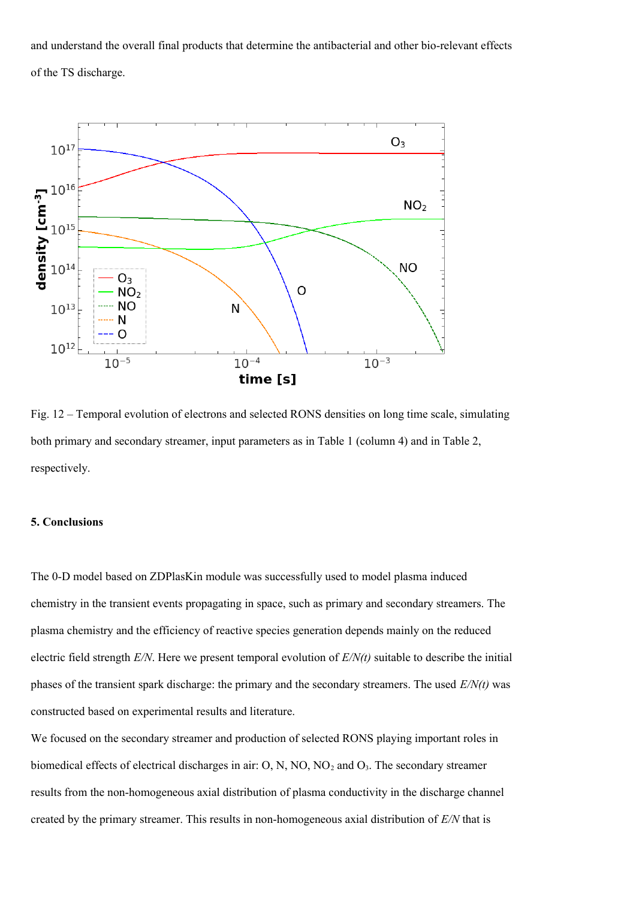and understand the overall final products that determine the antibacterial and other bio-relevant effects of the TS discharge.

Fig. 12 – Temporal evolution of electrons and selected RONS densities on long time scale, simulating both primary and secondary streamer, input parameters as in Table 1 (column 4) and in Table 2, respectively.

## 5. Conclusions

The 0-D model based on ZDPlasKin module was successfully used to model plasma induced chemistry in the transient events propagating in space, such as primary and secondary streamers. The plasma chemistry and the efficiency of reactive species generation depends mainly on the reduced electric field strength *E/N*. Here we present temporal evolution of *E/N(t)* suitable to describe the initial phases of the transient spark discharge: the primary and the secondary streamers. The used *E/N(t)* was constructed based on experimental results and literature.

We focused on the secondary streamer and production of selected RONS playing important roles in biomedical effects of electrical discharges in air: O, N, NO, $NO_2$ and $O_3$. The secondary streamer results from the non-homogeneous axial distribution of plasma conductivity in the discharge channel created by the primary streamer. This results in non-homogeneous axial distribution of *E/N* that is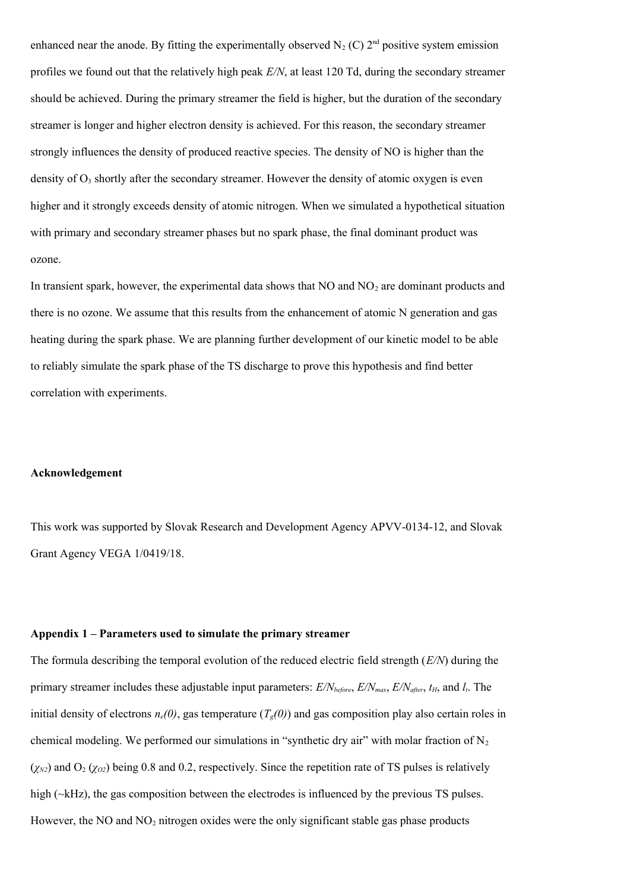enhanced near the anode. By fitting the experimentally observed $N_2$ (C) 2[nd] positive system emission profiles we found out that the relatively high peak *E/N*, at least 120 Td, during the secondary streamer should be achieved. During the primary streamer the field is higher, but the duration of the secondary streamer is longer and higher electron density is achieved. For this reason, the secondary streamer strongly influences the density of produced reactive species. The density of NO is higher than the density of $O_3$ shortly after the secondary streamer. However the density of atomic oxygen is even higher and it strongly exceeds density of atomic nitrogen. When we simulated a hypothetical situation with primary and secondary streamer phases but no spark phase, the final dominant product was ozone.

In transient spark, however, the experimental data shows that NO and $NO_2$ are dominant products and there is no ozone. We assume that this results from the enhancement of atomic N generation and gas heating during the spark phase. We are planning further development of our kinetic model to be able to reliably simulate the spark phase of the TS discharge to prove this hypothesis and find better correlation with experiments.

**Acknowledgement**

This work was supported by Slovak Research and Development Agency APVV-0134-12, and Slovak Grant Agency VEGA 1/0419/18.

**Appendix 1 – Parameters used to simulate the primary streamer**

The formula describing the temporal evolution of the reduced electric field strength (*E/N*) during the primary streamer includes these adjustable input parameters: $E/N_{before}$, $E/N_{max}$, $E/N_{after}$, $t_H$, and $l_t$. The initial density of electrons $n_e(0)$, gas temperature ($T_g(0)$) and gas composition play also certain roles in chemical modeling. We performed our simulations in "synthetic dry air" with molar fraction of $N_2$ ($\chi_{N2}$) and $O_2$ ($\chi_{O2}$) being 0.8 and 0.2, respectively. Since the repetition rate of TS pulses is relatively high (~kHz), the gas composition between the electrodes is influenced by the previous TS pulses. However, the NO and $NO_2$ nitrogen oxides were the only significant stable gas phase products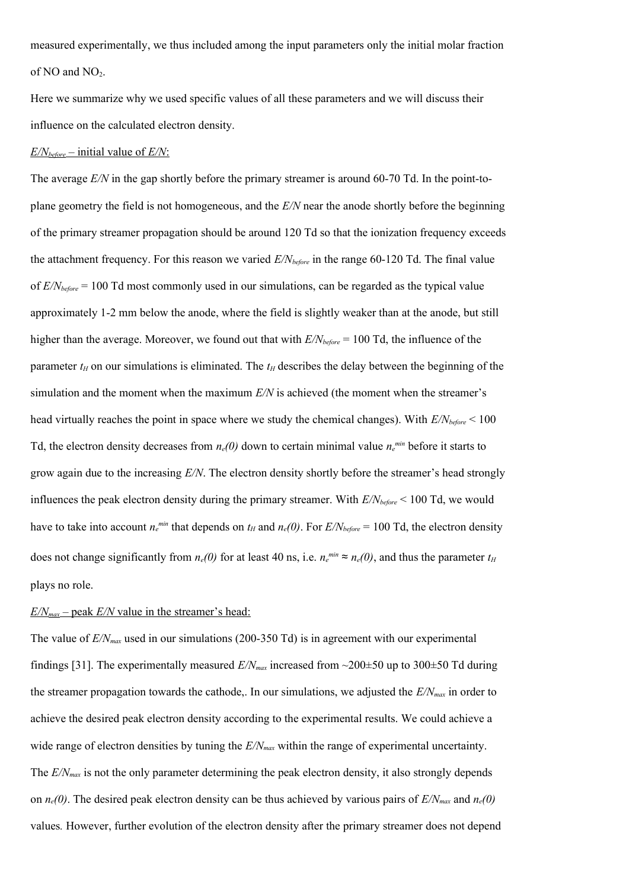measured experimentally, we thus included among the input parameters only the initial molar fraction of NO and $NO_2$.

Here we summarize why we used specific values of all these parameters and we will discuss their influence on the calculated electron density.

$E/N_{before}$ – initial value of $E/N$:

The average $E/N$ in the gap shortly before the primary streamer is around 60-70 Td. In the point-to-plane geometry the field is not homogeneous, and the $E/N$ near the anode shortly before the beginning of the primary streamer propagation should be around 120 Td so that the ionization frequency exceeds the attachment frequency. For this reason we varied $E/N_{before}$ in the range 60-120 Td. The final value of $E/N_{before}$ = 100 Td most commonly used in our simulations, can be regarded as the typical value approximately 1-2 mm below the anode, where the field is slightly weaker than at the anode, but still higher than the average. Moreover, we found out that with $E/N_{before}$ = 100 Td, the influence of the parameter $t_H$ on our simulations is eliminated. The $t_H$ describes the delay between the beginning of the simulation and the moment when the maximum $E/N$ is achieved (the moment when the streamer's head virtually reaches the point in space where we study the chemical changes). With $E/N_{before}$ < 100 Td, the electron density decreases from $n_e(0)$ down to certain minimal value $n_e^{min}$ before it starts to grow again due to the increasing $E/N$. The electron density shortly before the streamer's head strongly influences the peak electron density during the primary streamer. With $E/N_{before}$ < 100 Td, we would have to take into account $n_e^{min}$ that depends on $t_H$ and $n_e(0)$. For $E/N_{before}$ = 100 Td, the electron density does not change significantly from $n_e(0)$ for at least 40 ns, i.e. $n_e^{min} \approx n_e(0)$, and thus the parameter $t_H$ plays no role.

$E/N_{max}$ – peak $E/N$ value in the streamer's head:

The value of $E/N_{max}$ used in our simulations (200-350 Td) is in agreement with our experimental findings [31]. The experimentally measured $E/N_{max}$ increased from ~200±50 up to 300±50 Td during the streamer propagation towards the cathode,. In our simulations, we adjusted the $E/N_{max}$ in order to achieve the desired peak electron density according to the experimental results. We could achieve a wide range of electron densities by tuning the $E/N_{max}$ within the range of experimental uncertainty. The $E/N_{max}$ is not the only parameter determining the peak electron density, it also strongly depends on $n_e(0)$. The desired peak electron density can be thus achieved by various pairs of $E/N_{max}$ and $n_e(0)$ values. However, further evolution of the electron density after the primary streamer does not depend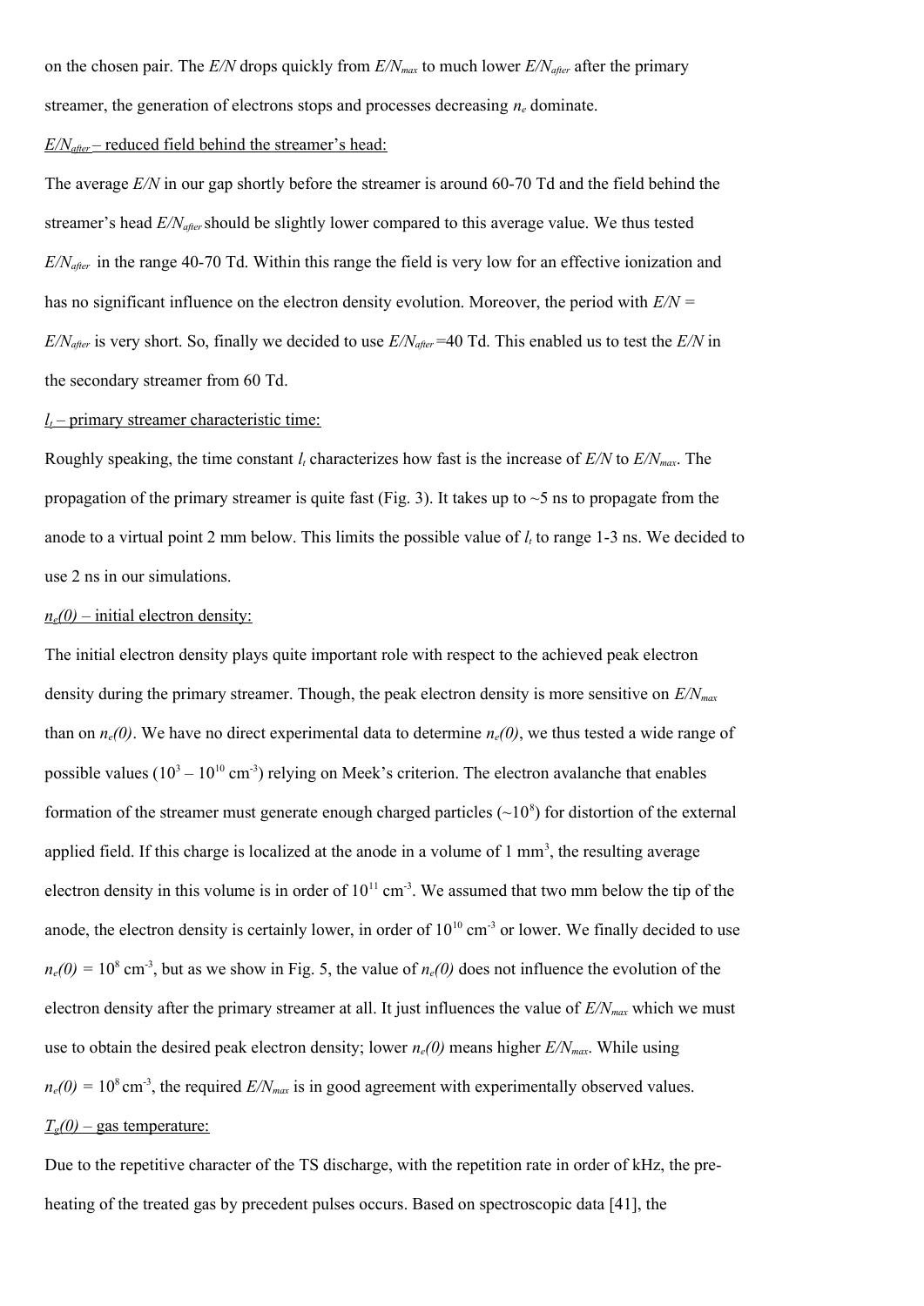on the chosen pair. The $E/N$ drops quickly from $E/N_{max}$ to much lower $E/N_{after}$ after the primary streamer, the generation of electrons stops and processes decreasing $n_e$ dominate.

$E/N_{after}$ – reduced field behind the streamer's head:

The average $E/N$ in our gap shortly before the streamer is around 60-70 Td and the field behind the streamer's head $E/N_{after}$ should be slightly lower compared to this average value. We thus tested $E/N_{after}$ in the range 40-70 Td. Within this range the field is very low for an effective ionization and has no significant influence on the electron density evolution. Moreover, the period with $E/N = E/N_{after}$ is very short. So, finally we decided to use $E/N_{after}$=40 Td. This enabled us to test the $E/N$ in the secondary streamer from 60 Td.

$l_t$ – primary streamer characteristic time:

Roughly speaking, the time constant $l_t$ characterizes how fast is the increase of $E/N$ to $E/N_{max}$. The propagation of the primary streamer is quite fast (Fig. 3). It takes up to ~5 ns to propagate from the anode to a virtual point 2 mm below. This limits the possible value of $l_t$ to range 1-3 ns. We decided to use 2 ns in our simulations.

$n_e(0)$ – initial electron density:

The initial electron density plays quite important role with respect to the achieved peak electron density during the primary streamer. Though, the peak electron density is more sensitive on $E/N_{max}$ than on $n_e(0)$. We have no direct experimental data to determine $n_e(0)$, we thus tested a wide range of possible values ($10^3$ – $10^{10}$ cm$^{-3}$) relying on Meek's criterion. The electron avalanche that enables formation of the streamer must generate enough charged particles (~$10^8$) for distortion of the external applied field. If this charge is localized at the anode in a volume of 1 mm$^3$, the resulting average electron density in this volume is in order of $10^{11}$ cm$^{-3}$. We assumed that two mm below the tip of the anode, the electron density is certainly lower, in order of $10^{10}$ cm$^{-3}$ or lower. We finally decided to use $n_e(0) = 10^8$ cm$^{-3}$, but as we show in Fig. 5, the value of $n_e(0)$ does not influence the evolution of the electron density after the primary streamer at all. It just influences the value of $E/N_{max}$ which we must use to obtain the desired peak electron density; lower $n_e(0)$ means higher $E/N_{max}$. While using $n_e(0) = 10^8$ cm$^{-3}$, the required $E/N_{max}$ is in good agreement with experimentally observed values.

$T_g(0)$ – gas temperature:

Due to the repetitive character of the TS discharge, with the repetition rate in order of kHz, the pre-heating of the treated gas by precedent pulses occurs. Based on spectroscopic data [41], the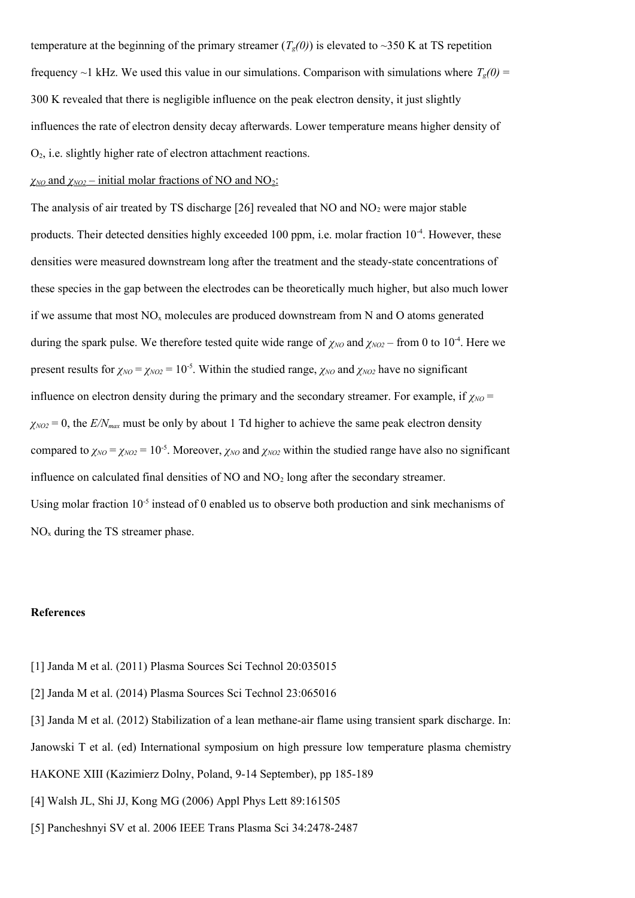temperature at the beginning of the primary streamer ($T_g(0)$) is elevated to ~350 K at TS repetition frequency ~1 kHz. We used this value in our simulations. Comparison with simulations where $T_g(0)$ = 300 K revealed that there is negligible influence on the peak electron density, it just slightly influences the rate of electron density decay afterwards. Lower temperature means higher density of $O_2$, i.e. slightly higher rate of electron attachment reactions.

$\chi_{NO}$ and $\chi_{NO2}$ – initial molar fractions of NO and $NO_2$:

The analysis of air treated by TS discharge [26] revealed that NO and $NO_2$ were major stable products. Their detected densities highly exceeded 100 ppm, i.e. molar fraction $10^{-4}$. However, these densities were measured downstream long after the treatment and the steady-state concentrations of these species in the gap between the electrodes can be theoretically much higher, but also much lower if we assume that most $NO_x$ molecules are produced downstream from N and O atoms generated during the spark pulse. We therefore tested quite wide range of $\chi_{NO}$ and $\chi_{NO2}$ – from 0 to $10^{-4}$. Here we present results for $\chi_{NO} = \chi_{NO2} = 10^{-5}$. Within the studied range, $\chi_{NO}$ and $\chi_{NO2}$ have no significant influence on electron density during the primary and the secondary streamer. For example, if $\chi_{NO} = \chi_{NO2} = 0$, the $E/N_{max}$ must be only by about 1 Td higher to achieve the same peak electron density compared to $\chi_{NO} = \chi_{NO2} = 10^{-5}$. Moreover, $\chi_{NO}$ and $\chi_{NO2}$ within the studied range have also no significant influence on calculated final densities of NO and $NO_2$ long after the secondary streamer.

Using molar fraction $10^{-5}$ instead of 0 enabled us to observe both production and sink mechanisms of $NO_x$ during the TS streamer phase.

**References**

[1] Janda M et al. (2011) Plasma Sources Sci Technol 20:035015

[2] Janda M et al. (2014) Plasma Sources Sci Technol 23:065016

[3] Janda M et al. (2012) Stabilization of a lean methane-air flame using transient spark discharge. In: Janowski T et al. (ed) International symposium on high pressure low temperature plasma chemistry HAKONE XIII (Kazimierz Dolny, Poland, 9-14 September), pp 185-189

[4] Walsh JL, Shi JJ, Kong MG (2006) Appl Phys Lett 89:161505

[5] Pancheshnyi SV et al. 2006 IEEE Trans Plasma Sci 34:2478-2487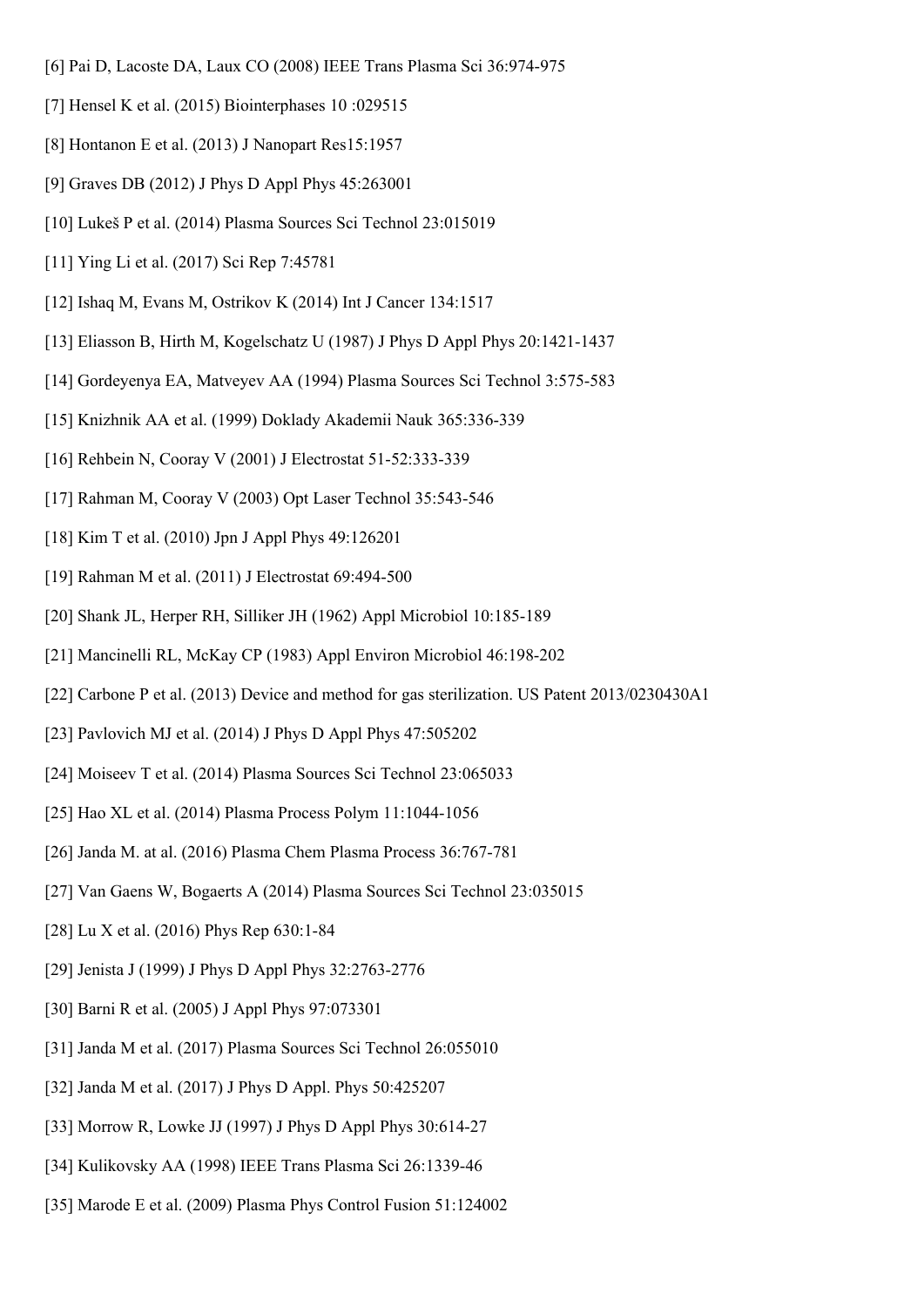[6] Pai D, Lacoste DA, Laux CO (2008) IEEE Trans Plasma Sci 36:974-975

[7] Hensel K et al. (2015) Biointerphases 10 :029515

[8] Hontanon E et al. (2013) J Nanopart Res15:1957

[9] Graves DB (2012) J Phys D Appl Phys 45:263001

[10] Lukeš P et al. (2014) Plasma Sources Sci Technol 23:015019

[11] Ying Li et al. (2017) Sci Rep 7:45781

[12] Ishaq M, Evans M, Ostrikov K (2014) Int J Cancer 134:1517

[13] Eliasson B, Hirth M, Kogelschatz U (1987) J Phys D Appl Phys 20:1421-1437

[14] Gordeyenya EA, Matveyev AA (1994) Plasma Sources Sci Technol 3:575-583

[15] Knizhnik AA et al. (1999) Doklady Akademii Nauk 365:336-339

[16] Rehbein N, Cooray V (2001) J Electrostat 51-52:333-339

[17] Rahman M, Cooray V (2003) Opt Laser Technol 35:543-546

[18] Kim T et al. (2010) Jpn J Appl Phys 49:126201

[19] Rahman M et al. (2011) J Electrostat 69:494-500

[20] Shank JL, Herper RH, Silliker JH (1962) Appl Microbiol 10:185-189

[21] Mancinelli RL, McKay CP (1983) Appl Environ Microbiol 46:198-202

[22] Carbone P et al. (2013) Device and method for gas sterilization. US Patent 2013/0230430A1

[23] Pavlovich MJ et al. (2014) J Phys D Appl Phys 47:505202

[24] Moiseev T et al. (2014) Plasma Sources Sci Technol 23:065033

[25] Hao XL et al. (2014) Plasma Process Polym 11:1044-1056

[26] Janda M. at al. (2016) Plasma Chem Plasma Process 36:767-781

[27] Van Gaens W, Bogaerts A (2014) Plasma Sources Sci Technol 23:035015

[28] Lu X et al. (2016) Phys Rep 630:1-84

[29] Jenista J (1999) J Phys D Appl Phys 32:2763-2776

[30] Barni R et al. (2005) J Appl Phys 97:073301

[31] Janda M et al. (2017) Plasma Sources Sci Technol 26:055010

[32] Janda M et al. (2017) J Phys D Appl. Phys 50:425207

[33] Morrow R, Lowke JJ (1997) J Phys D Appl Phys 30:614-27

[34] Kulikovsky AA (1998) IEEE Trans Plasma Sci 26:1339-46

[35] Marode E et al. (2009) Plasma Phys Control Fusion 51:124002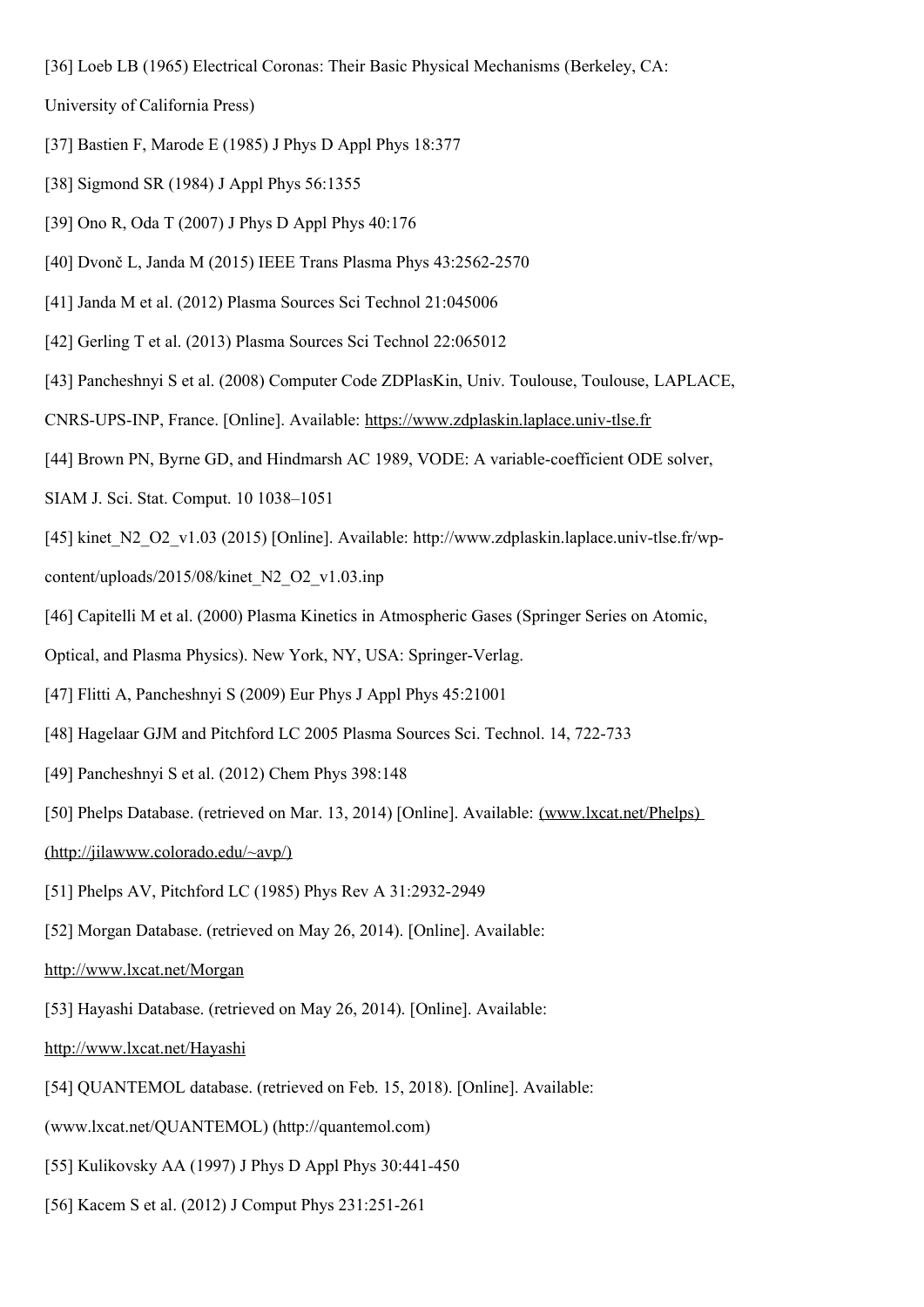[36] Loeb LB (1965) Electrical Coronas: Their Basic Physical Mechanisms (Berkeley, CA: University of California Press)

[37] Bastien F, Marode E (1985) J Phys D Appl Phys 18:377

[38] Sigmond SR (1984) J Appl Phys 56:1355

[39] Ono R, Oda T (2007) J Phys D Appl Phys 40:176

[40] Dvonč L, Janda M (2015) IEEE Trans Plasma Phys 43:2562-2570

[41] Janda M et al. (2012) Plasma Sources Sci Technol 21:045006

[42] Gerling T et al. (2013) Plasma Sources Sci Technol 22:065012

[43] Pancheshnyi S et al. (2008) Computer Code ZDPlasKin, Univ. Toulouse, Toulouse, LAPLACE, CNRS-UPS-INP, France. [Online]. Available: https://www.zdplaskin.laplace.univ-tlse.fr

[44] Brown PN, Byrne GD, and Hindmarsh AC 1989, VODE: A variable-coefficient ODE solver, SIAM J. Sci. Stat. Comput. 10 1038–1051

[45] kinet_N2_O2_v1.03 (2015) [Online]. Available: http://www.zdplaskin.laplace.univ-tlse.fr/wp-content/uploads/2015/08/kinet_N2_O2_v1.03.inp

[46] Capitelli M et al. (2000) Plasma Kinetics in Atmospheric Gases (Springer Series on Atomic, Optical, and Plasma Physics). New York, NY, USA: Springer-Verlag.

[47] Flitti A, Pancheshnyi S (2009) Eur Phys J Appl Phys 45:21001

[48] Hagelaar GJM and Pitchford LC 2005 Plasma Sources Sci. Technol. 14, 722-733

[49] Pancheshnyi S et al. (2012) Chem Phys 398:148

[50] Phelps Database. (retrieved on Mar. 13, 2014) [Online]. Available: (www.lxcat.net/Phelps) (http://jilawww.colorado.edu/~avp/)

[51] Phelps AV, Pitchford LC (1985) Phys Rev A 31:2932-2949

[52] Morgan Database. (retrieved on May 26, 2014). [Online]. Available: http://www.lxcat.net/Morgan

[53] Hayashi Database. (retrieved on May 26, 2014). [Online]. Available: http://www.lxcat.net/Hayashi

[54] QUANTEMOL database. (retrieved on Feb. 15, 2018). [Online]. Available: (www.lxcat.net/QUANTEMOL) (http://quantemol.com)

[55] Kulikovsky AA (1997) J Phys D Appl Phys 30:441-450

[56] Kacem S et al. (2012) J Comput Phys 231:251-261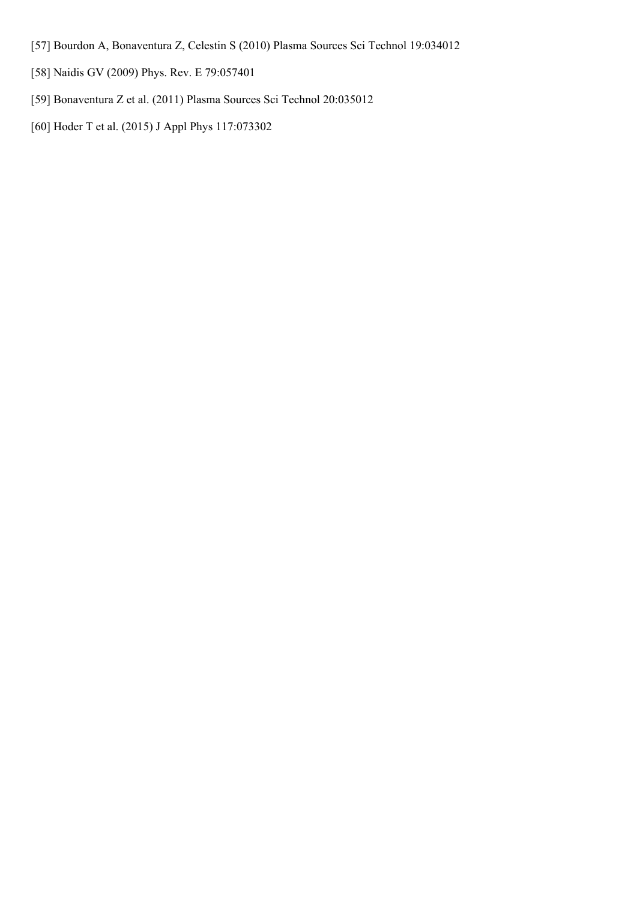[57] Bourdon A, Bonaventura Z, Celestin S (2010) Plasma Sources Sci Technol 19:034012

[58] Naidis GV (2009) Phys. Rev. E 79:057401

[59] Bonaventura Z et al. (2011) Plasma Sources Sci Technol 20:035012

[60] Hoder T et al. (2015) J Appl Phys 117:073302